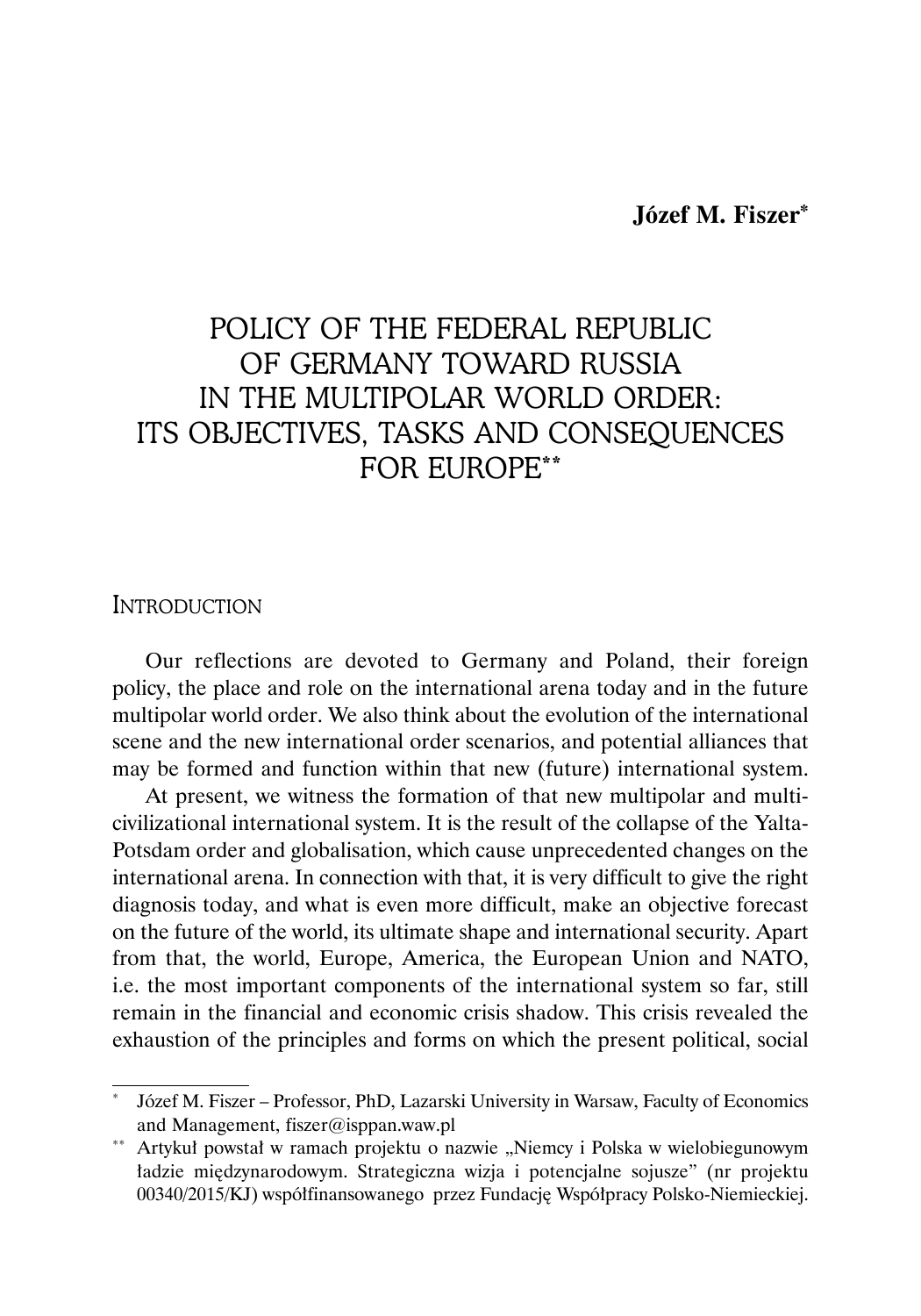**Józef M. Fiszer***

# POLICY OF THE FEDERAL REPUBLIC OF GERMANY TOWARD RUSSIA IN THE MULTIPOLAR WORLD ORDER: ITS OBJECTIVES, TASKS AND CONSEQUENCES FOR EUROPE**

## Introduction

Our reflections are devoted to Germany and Poland, their foreign policy, the place and role on the international arena today and in the future multipolar world order. We also think about the evolution of the international scene and the new international order scenarios, and potential alliances that may be formed and function within that new (future) international system.

At present, we witness the formation of that new multipolar and multi-civilizational international system. It is the result of the collapse of the Yalta-Potsdam order and globalisation, which cause unprecedented changes on the international arena. In connection with that, it is very difficult to give the right diagnosis today, and what is even more difficult, make an objective forecast on the future of the world, its ultimate shape and international security. Apart from that, the world, Europe, America, the European Union and NATO, i.e. the most important components of the international system so far, still remain in the financial and economic crisis shadow. This crisis revealed the exhaustion of the principles and forms on which the present political, social

---

\* Józef M. Fiszer – Professor, PhD, Lazarski University in Warsaw, Faculty of Economics and Management, fiszer@isppan.waw.pl

\*\* Artykuł powstał w ramach projektu o nazwie „Niemcy i Polska w wielobiegunowym ładzie międzynarodowym. Strategiczna wizja i potencjalne sojusze" (nr projektu 00340/2015/KJ) współfinansowanego przez Fundację Współpracy Polsko-Niemieckiej.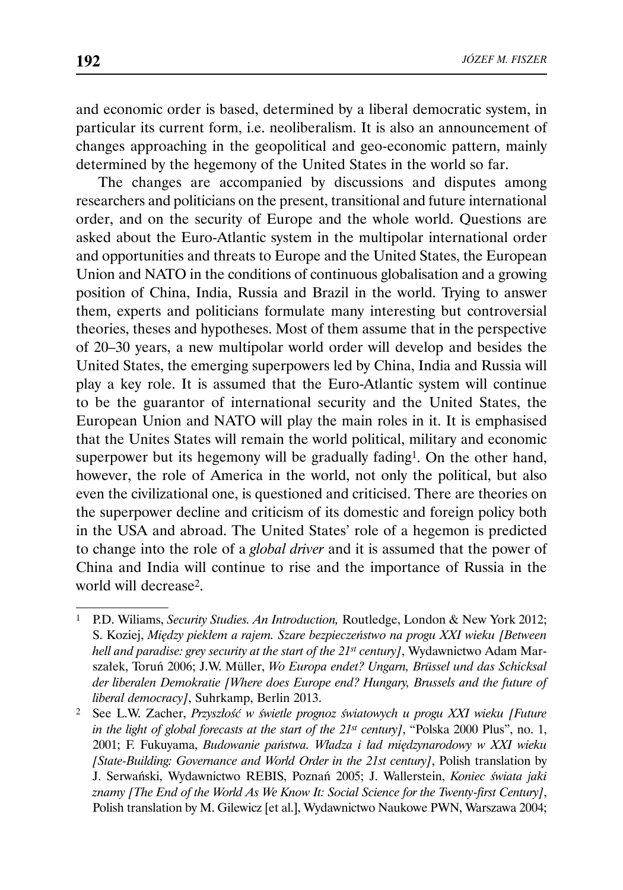and economic order is based, determined by a liberal democratic system, in particular its current form, i.e. neoliberalism. It is also an announcement of changes approaching in the geopolitical and geo-economic pattern, mainly determined by the hegemony of the United States in the world so far.

The changes are accompanied by discussions and disputes among researchers and politicians on the present, transitional and future international order, and on the security of Europe and the whole world. Questions are asked about the Euro-Atlantic system in the multipolar international order and opportunities and threats to Europe and the United States, the European Union and NATO in the conditions of continuous globalisation and a growing position of China, India, Russia and Brazil in the world. Trying to answer them, experts and politicians formulate many interesting but controversial theories, theses and hypotheses. Most of them assume that in the perspective of 20–30 years, a new multipolar world order will develop and besides the United States, the emerging superpowers led by China, India and Russia will play a key role. It is assumed that the Euro-Atlantic system will continue to be the guarantor of international security and the United States, the European Union and NATO will play the main roles in it. It is emphasised that the Unites States will remain the world political, military and economic superpower but its hegemony will be gradually fading[1]. On the other hand, however, the role of America in the world, not only the political, but also even the civilizational one, is questioned and criticised. There are theories on the superpower decline and criticism of its domestic and foreign policy both in the USA and abroad. The United States' role of a hegemon is predicted to change into the role of a *global driver* and it is assumed that the power of China and India will continue to rise and the importance of Russia in the world will decrease[2].

---

[1] P.D. Wiliams, *Security Studies. An Introduction,* Routledge, London & New York 2012; S. Koziej, *Między piekłem a rajem. Szare bezpieczeństwo na progu XXI wieku [Between hell and paradise: grey security at the start of the 21st century]*, Wydawnictwo Adam Marszałek, Toruń 2006; J.W. Müller, *Wo Europa endet? Ungarn, Brüssel und das Schicksal der liberalen Demokratie [Where does Europe end? Hungary, Brussels and the future of liberal democracy]*, Suhrkamp, Berlin 2013.

[2] See L.W. Zacher, *Przyszłość w świetle prognoz światowych u progu XXI wieku [Future in the light of global forecasts at the start of the 21st century]*, "Polska 2000 Plus", no. 1, 2001; F. Fukuyama, *Budowanie państwa. Władza i ład międzynarodowy w XXI wieku [State-Building: Governance and World Order in the 21st century]*, Polish translation by J. Serwański, Wydawnictwo REBIS, Poznań 2005; J. Wallerstein, *Koniec świata jaki znamy [The End of the World As We Know It: Social Science for the Twenty-first Century]*, Polish translation by M. Gilewicz [et al.], Wydawnictwo Naukowe PWN, Warszawa 2004;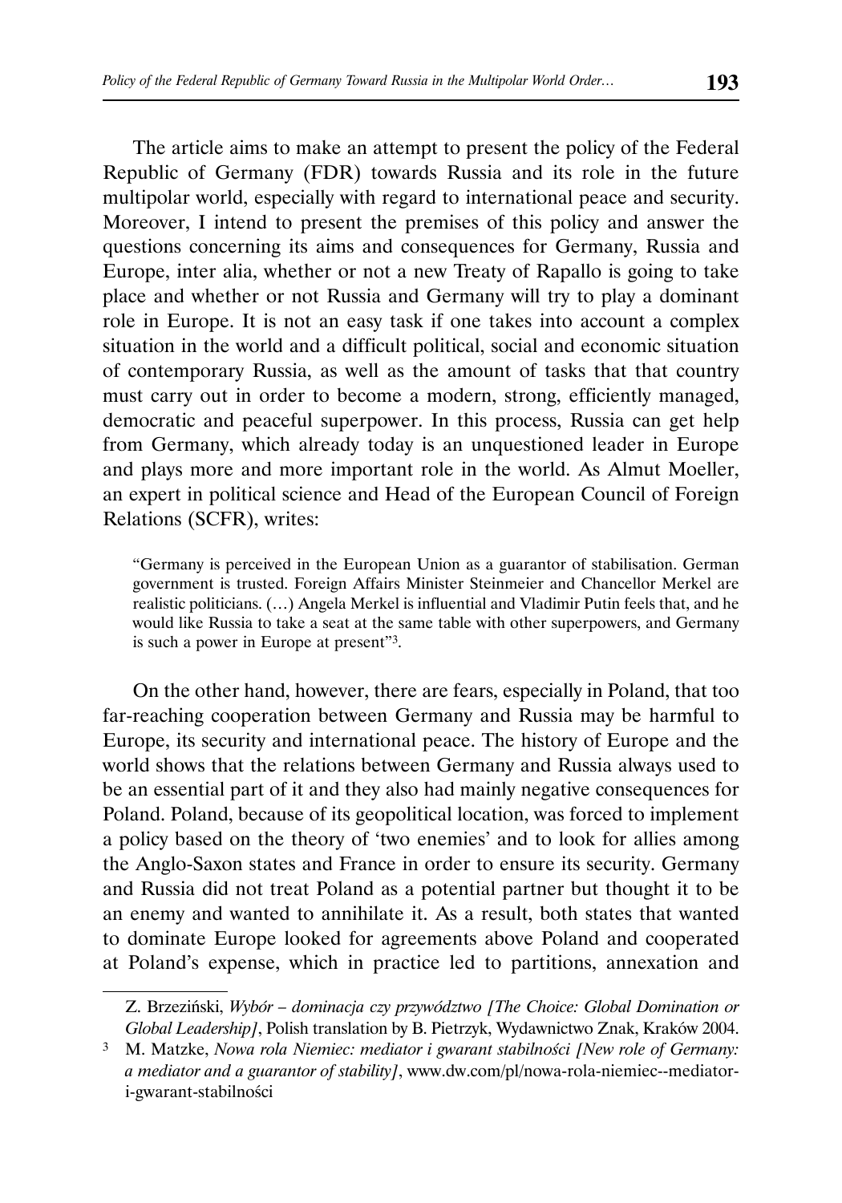The article aims to make an attempt to present the policy of the Federal Republic of Germany (FDR) towards Russia and its role in the future multipolar world, especially with regard to international peace and security. Moreover, I intend to present the premises of this policy and answer the questions concerning its aims and consequences for Germany, Russia and Europe, inter alia, whether or not a new Treaty of Rapallo is going to take place and whether or not Russia and Germany will try to play a dominant role in Europe. It is not an easy task if one takes into account a complex situation in the world and a difficult political, social and economic situation of contemporary Russia, as well as the amount of tasks that that country must carry out in order to become a modern, strong, efficiently managed, democratic and peaceful superpower. In this process, Russia can get help from Germany, which already today is an unquestioned leader in Europe and plays more and more important role in the world. As Almut Moeller, an expert in political science and Head of the European Council of Foreign Relations (SCFR), writes:

> "Germany is perceived in the European Union as a guarantor of stabilisation. German government is trusted. Foreign Affairs Minister Steinmeier and Chancellor Merkel are realistic politicians. (…) Angela Merkel is influential and Vladimir Putin feels that, and he would like Russia to take a seat at the same table with other superpowers, and Germany is such a power in Europe at present"[3].

On the other hand, however, there are fears, especially in Poland, that too far-reaching cooperation between Germany and Russia may be harmful to Europe, its security and international peace. The history of Europe and the world shows that the relations between Germany and Russia always used to be an essential part of it and they also had mainly negative consequences for Poland. Poland, because of its geopolitical location, was forced to implement a policy based on the theory of 'two enemies' and to look for allies among the Anglo-Saxon states and France in order to ensure its security. Germany and Russia did not treat Poland as a potential partner but thought it to be an enemy and wanted to annihilate it. As a result, both states that wanted to dominate Europe looked for agreements above Poland and cooperated at Poland's expense, which in practice led to partitions, annexation and

---

Z. Brzeziński, *Wybór – dominacja czy przywództwo [The Choice: Global Domination or Global Leadership]*, Polish translation by B. Pietrzyk, Wydawnictwo Znak, Kraków 2004.

[3] M. Matzke, *Nowa rola Niemiec: mediator i gwarant stabilności [New role of Germany: a mediator and a guarantor of stability]*, www.dw.com/pl/nowa-rola-niemiec--mediator-i-gwarant-stabilności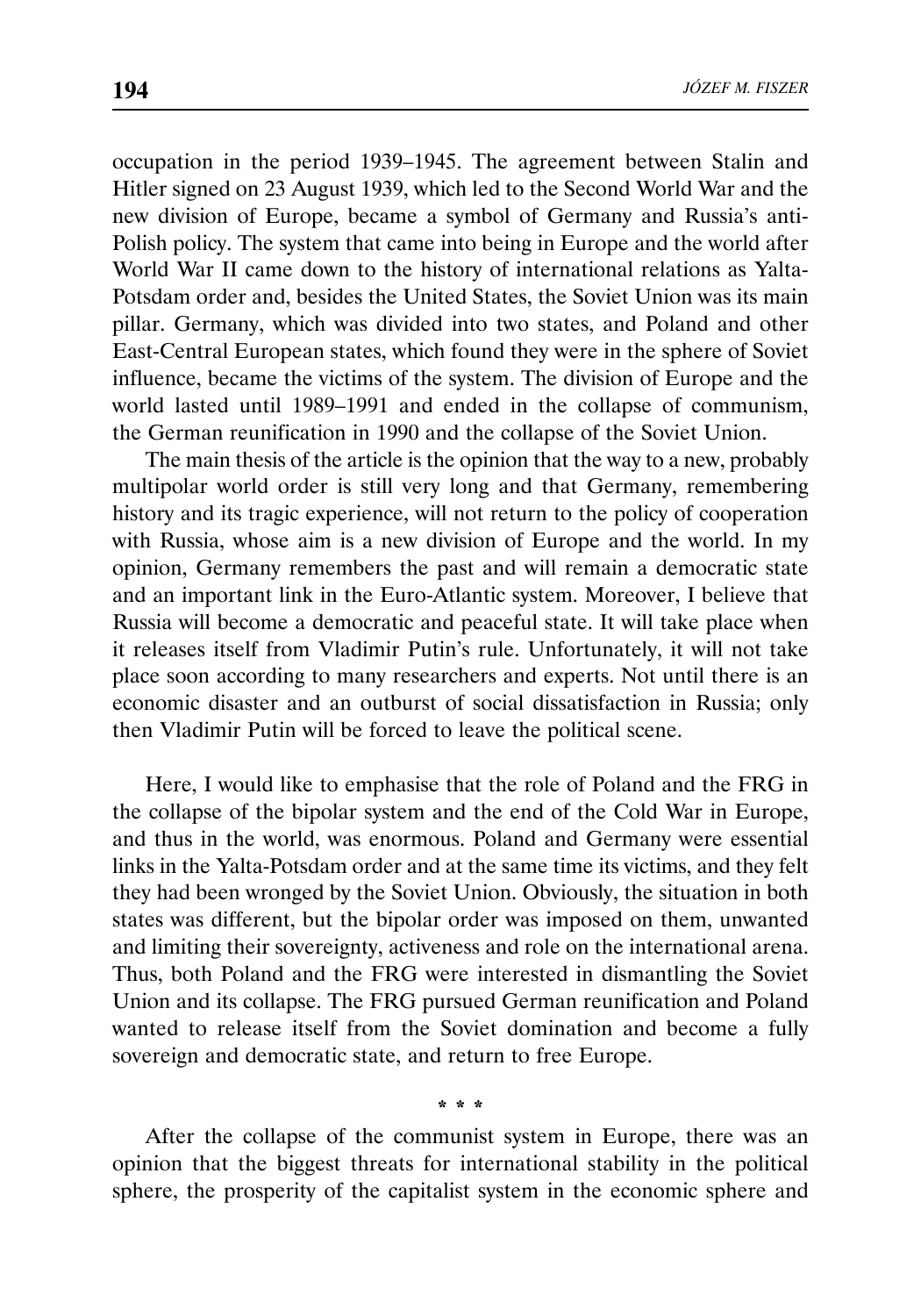occupation in the period 1939–1945. The agreement between Stalin and Hitler signed on 23 August 1939, which led to the Second World War and the new division of Europe, became a symbol of Germany and Russia's anti-Polish policy. The system that came into being in Europe and the world after World War II came down to the history of international relations as Yalta-Potsdam order and, besides the United States, the Soviet Union was its main pillar. Germany, which was divided into two states, and Poland and other East-Central European states, which found they were in the sphere of Soviet influence, became the victims of the system. The division of Europe and the world lasted until 1989–1991 and ended in the collapse of communism, the German reunification in 1990 and the collapse of the Soviet Union.

The main thesis of the article is the opinion that the way to a new, probably multipolar world order is still very long and that Germany, remembering history and its tragic experience, will not return to the policy of cooperation with Russia, whose aim is a new division of Europe and the world. In my opinion, Germany remembers the past and will remain a democratic state and an important link in the Euro-Atlantic system. Moreover, I believe that Russia will become a democratic and peaceful state. It will take place when it releases itself from Vladimir Putin's rule. Unfortunately, it will not take place soon according to many researchers and experts. Not until there is an economic disaster and an outburst of social dissatisfaction in Russia; only then Vladimir Putin will be forced to leave the political scene.

Here, I would like to emphasise that the role of Poland and the FRG in the collapse of the bipolar system and the end of the Cold War in Europe, and thus in the world, was enormous. Poland and Germany were essential links in the Yalta-Potsdam order and at the same time its victims, and they felt they had been wronged by the Soviet Union. Obviously, the situation in both states was different, but the bipolar order was imposed on them, unwanted and limiting their sovereignty, activeness and role on the international arena. Thus, both Poland and the FRG were interested in dismantling the Soviet Union and its collapse. The FRG pursued German reunification and Poland wanted to release itself from the Soviet domination and become a fully sovereign and democratic state, and return to free Europe.

\* \* \*

After the collapse of the communist system in Europe, there was an opinion that the biggest threats for international stability in the political sphere, the prosperity of the capitalist system in the economic sphere and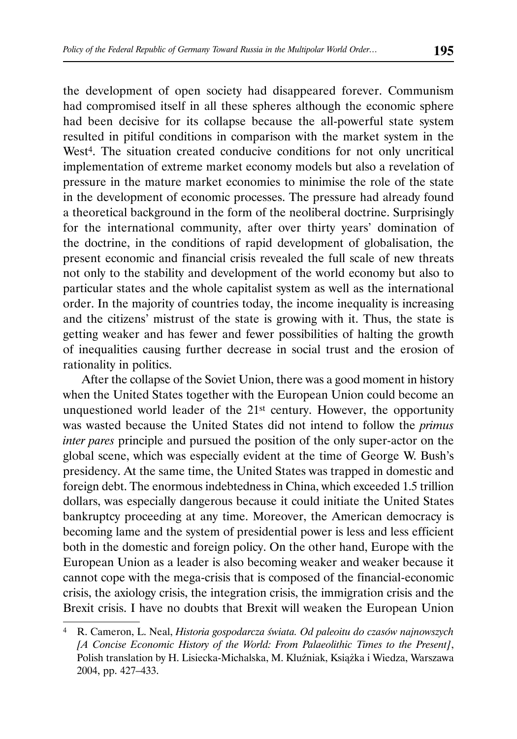the development of open society had disappeared forever. Communism had compromised itself in all these spheres although the economic sphere had been decisive for its collapse because the all-powerful state system resulted in pitiful conditions in comparison with the market system in the West[4]. The situation created conducive conditions for not only uncritical implementation of extreme market economy models but also a revelation of pressure in the mature market economies to minimise the role of the state in the development of economic processes. The pressure had already found a theoretical background in the form of the neoliberal doctrine. Surprisingly for the international community, after over thirty years' domination of the doctrine, in the conditions of rapid development of globalisation, the present economic and financial crisis revealed the full scale of new threats not only to the stability and development of the world economy but also to particular states and the whole capitalist system as well as the international order. In the majority of countries today, the income inequality is increasing and the citizens' mistrust of the state is growing with it. Thus, the state is getting weaker and has fewer and fewer possibilities of halting the growth of inequalities causing further decrease in social trust and the erosion of rationality in politics.

After the collapse of the Soviet Union, there was a good moment in history when the United States together with the European Union could become an unquestioned world leader of the 21st century. However, the opportunity was wasted because the United States did not intend to follow the *primus inter pares* principle and pursued the position of the only super-actor on the global scene, which was especially evident at the time of George W. Bush's presidency. At the same time, the United States was trapped in domestic and foreign debt. The enormous indebtedness in China, which exceeded 1.5 trillion dollars, was especially dangerous because it could initiate the United States bankruptcy proceeding at any time. Moreover, the American democracy is becoming lame and the system of presidential power is less and less efficient both in the domestic and foreign policy. On the other hand, Europe with the European Union as a leader is also becoming weaker and weaker because it cannot cope with the mega-crisis that is composed of the financial-economic crisis, the axiology crisis, the integration crisis, the immigration crisis and the Brexit crisis. I have no doubts that Brexit will weaken the European Union

---

4 R. Cameron, L. Neal, *Historia gospodarcza świata. Od paleoitu do czasów najnowszych [A Concise Economic History of the World: From Palaeolithic Times to the Present]*, Polish translation by H. Lisiecka-Michalska, M. Kluźniak, Książka i Wiedza, Warszawa 2004, pp. 427–433.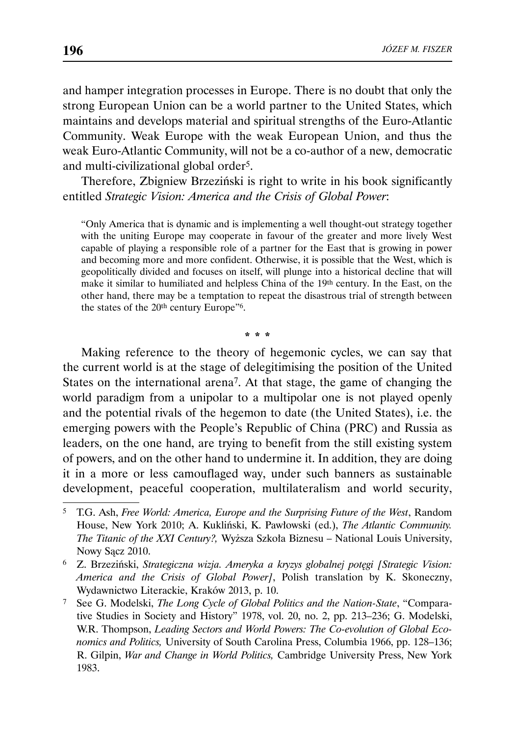and hamper integration processes in Europe. There is no doubt that only the strong European Union can be a world partner to the United States, which maintains and develops material and spiritual strengths of the Euro-Atlantic Community. Weak Europe with the weak European Union, and thus the weak Euro-Atlantic Community, will not be a co-author of a new, democratic and multi-civilizational global order[5].

Therefore, Zbigniew Brzeziński is right to write in his book significantly entitled *Strategic Vision: America and the Crisis of Global Power*:

> "Only America that is dynamic and is implementing a well thought-out strategy together with the uniting Europe may cooperate in favour of the greater and more lively West capable of playing a responsible role of a partner for the East that is growing in power and becoming more and more confident. Otherwise, it is possible that the West, which is geopolitically divided and focuses on itself, will plunge into a historical decline that will make it similar to humiliated and helpless China of the 19th century. In the East, on the other hand, there may be a temptation to repeat the disastrous trial of strength between the states of the 20th century Europe"[6].

\* \* \*

Making reference to the theory of hegemonic cycles, we can say that the current world is at the stage of delegitimising the position of the United States on the international arena[7]. At that stage, the game of changing the world paradigm from a unipolar to a multipolar one is not played openly and the potential rivals of the hegemon to date (the United States), i.e. the emerging powers with the People's Republic of China (PRC) and Russia as leaders, on the one hand, are trying to benefit from the still existing system of powers, and on the other hand to undermine it. In addition, they are doing it in a more or less camouflaged way, under such banners as sustainable development, peaceful cooperation, multilateralism and world security,

---

[5] T.G. Ash, *Free World: America, Europe and the Surprising Future of the West*, Random House, New York 2010; A. Kukliński, K. Pawłowski (ed.), *The Atlantic Community. The Titanic of the XXI Century?,* Wyższa Szkoła Biznesu – National Louis University, Nowy Sącz 2010.

[6] Z. Brzeziński, *Strategiczna wizja. Ameryka a kryzys globalnej potęgi [Strategic Vision: America and the Crisis of Global Power]*, Polish translation by K. Skoneczny, Wydawnictwo Literackie, Kraków 2013, p. 10.

[7] See G. Modelski, *The Long Cycle of Global Politics and the Nation-State*, "Comparative Studies in Society and History" 1978, vol. 20, no. 2, pp. 213–236; G. Modelski, W.R. Thompson, *Leading Sectors and World Powers: The Co-evolution of Global Economics and Politics,* University of South Carolina Press, Columbia 1966, pp. 128–136; R. Gilpin, *War and Change in World Politics,* Cambridge University Press, New York 1983.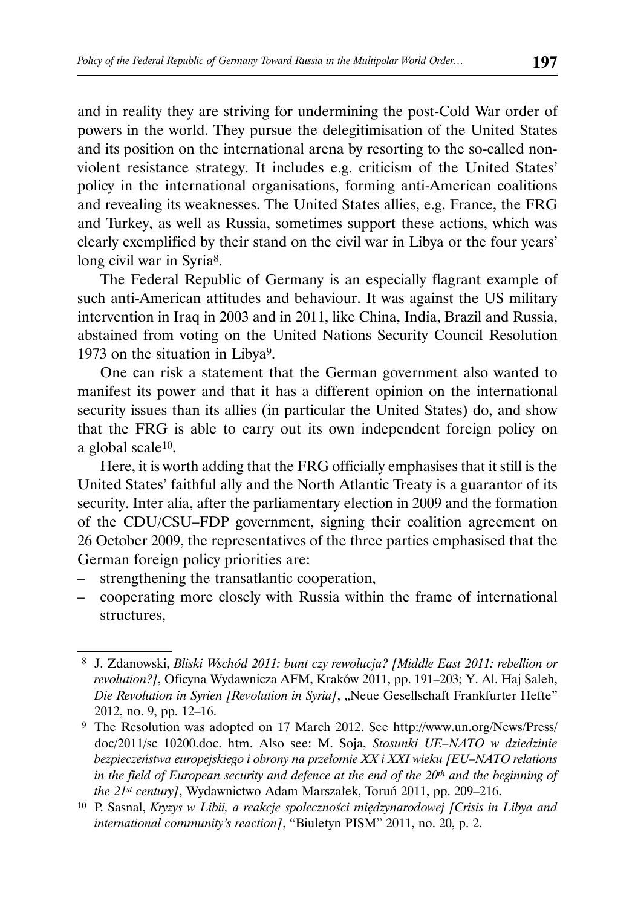and in reality they are striving for undermining the post-Cold War order of powers in the world. They pursue the delegitimisation of the United States and its position on the international arena by resorting to the so-called non-violent resistance strategy. It includes e.g. criticism of the United States' policy in the international organisations, forming anti-American coalitions and revealing its weaknesses. The United States allies, e.g. France, the FRG and Turkey, as well as Russia, sometimes support these actions, which was clearly exemplified by their stand on the civil war in Libya or the four years' long civil war in Syria[8].

The Federal Republic of Germany is an especially flagrant example of such anti-American attitudes and behaviour. It was against the US military intervention in Iraq in 2003 and in 2011, like China, India, Brazil and Russia, abstained from voting on the United Nations Security Council Resolution 1973 on the situation in Libya[9].

One can risk a statement that the German government also wanted to manifest its power and that it has a different opinion on the international security issues than its allies (in particular the United States) do, and show that the FRG is able to carry out its own independent foreign policy on a global scale[10].

Here, it is worth adding that the FRG officially emphasises that it still is the United States' faithful ally and the North Atlantic Treaty is a guarantor of its security. Inter alia, after the parliamentary election in 2009 and the formation of the CDU/CSU–FDP government, signing their coalition agreement on 26 October 2009, the representatives of the three parties emphasised that the German foreign policy priorities are:

- strengthening the transatlantic cooperation,
- cooperating more closely with Russia within the frame of international structures,

---

[8] J. Zdanowski, *Bliski Wschód 2011: bunt czy rewolucja? [Middle East 2011: rebellion or revolution?]*, Oficyna Wydawnicza AFM, Kraków 2011, pp. 191–203; Y. Al. Haj Saleh, *Die Revolution in Syrien [Revolution in Syria]*, „Neue Gesellschaft Frankfurter Hefte" 2012, no. 9, pp. 12–16.

[9] The Resolution was adopted on 17 March 2012. See http://www.un.org/News/Press/doc/2011/sc 10200.doc. htm. Also see: M. Soja, *Stosunki UE–NATO w dziedzinie bezpieczeństwa europejskiego i obrony na przełomie XX i XXI wieku [EU–NATO relations in the field of European security and defence at the end of the 20th and the beginning of the 21st century]*, Wydawnictwo Adam Marszałek, Toruń 2011, pp. 209–216.

[10] P. Sasnal, *Kryzys w Libii, a reakcje społeczności międzynarodowej [Crisis in Libya and international community's reaction]*, "Biuletyn PISM" 2011, no. 20, p. 2.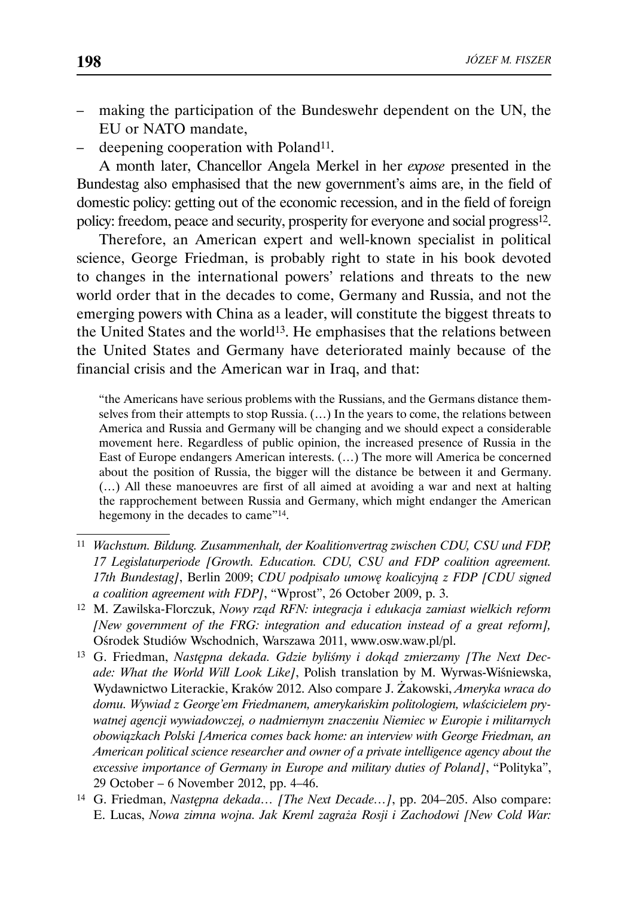– making the participation of the Bundeswehr dependent on the UN, the EU or NATO mandate,
– deepening cooperation with Poland[11].

A month later, Chancellor Angela Merkel in her *expose* presented in the Bundestag also emphasised that the new government's aims are, in the field of domestic policy: getting out of the economic recession, and in the field of foreign policy: freedom, peace and security, prosperity for everyone and social progress[12].

Therefore, an American expert and well-known specialist in political science, George Friedman, is probably right to state in his book devoted to changes in the international powers' relations and threats to the new world order that in the decades to come, Germany and Russia, and not the emerging powers with China as a leader, will constitute the biggest threats to the United States and the world[13]. He emphasises that the relations between the United States and Germany have deteriorated mainly because of the financial crisis and the American war in Iraq, and that:

> "the Americans have serious problems with the Russians, and the Germans distance themselves from their attempts to stop Russia. (…) In the years to come, the relations between America and Russia and Germany will be changing and we should expect a considerable movement here. Regardless of public opinion, the increased presence of Russia in the East of Europe endangers American interests. (…) The more will America be concerned about the position of Russia, the bigger will the distance be between it and Germany. (…) All these manoeuvres are first of all aimed at avoiding a war and next at halting the rapprochement between Russia and Germany, which might endanger the American hegemony in the decades to came"[14].

---

[11] *Wachstum. Bildung. Zusammenhalt, der Koalitionvertrag zwischen CDU, CSU und FDP, 17 Legislaturperiode [Growth. Education. CDU, CSU and FDP coalition agreement. 17th Bundestag]*, Berlin 2009; *CDU podpisało umowę koalicyjną z FDP [CDU signed a coalition agreement with FDP]*, "Wprost", 26 October 2009, p. 3.

[12] M. Zawilska-Florczuk, *Nowy rząd RFN: integracja i edukacja zamiast wielkich reform [New government of the FRG: integration and education instead of a great reform],* Ośrodek Studiów Wschodnich, Warszawa 2011, www.osw.waw.pl/pl.

[13] G. Friedman, *Następna dekada. Gdzie byliśmy i dokąd zmierzamy [The Next Decade: What the World Will Look Like]*, Polish translation by M. Wyrwas-Wiśniewska, Wydawnictwo Literackie, Kraków 2012. Also compare J. Żakowski, *Ameryka wraca do domu. Wywiad z George'em Friedmanem, amerykańskim politologiem, właścicielem prywatnej agencji wywiadowczej, o nadmiernym znaczeniu Niemiec w Europie i militarnych obowiązkach Polski [America comes back home: an interview with George Friedman, an American political science researcher and owner of a private intelligence agency about the excessive importance of Germany in Europe and military duties of Poland]*, "Polityka", 29 October – 6 November 2012, pp. 4–46.

[14] G. Friedman, *Następna dekada… [The Next Decade…]*, pp. 204–205. Also compare: E. Lucas, *Nowa zimna wojna. Jak Kreml zagraża Rosji i Zachodowi [New Cold War:*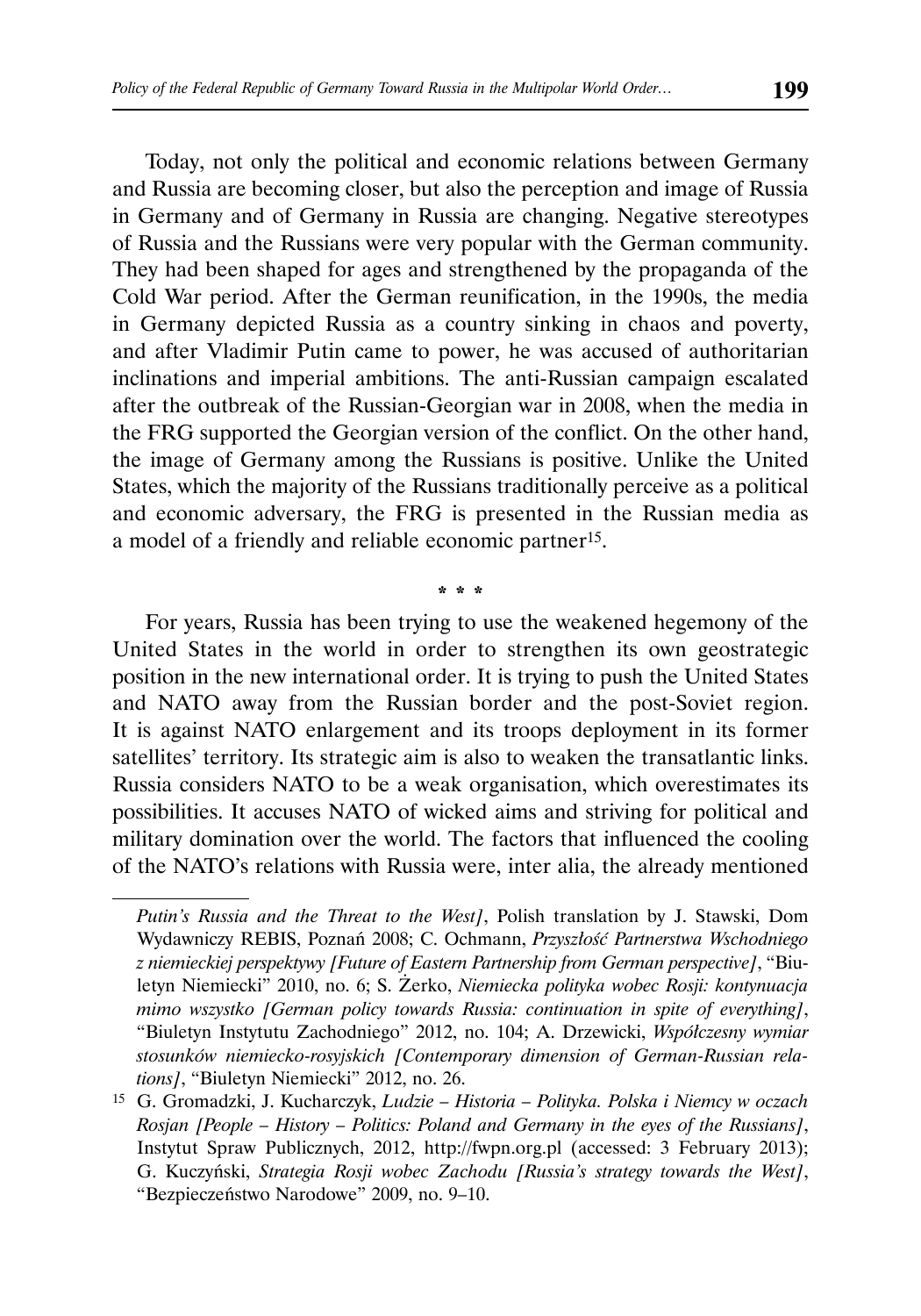Today, not only the political and economic relations between Germany and Russia are becoming closer, but also the perception and image of Russia in Germany and of Germany in Russia are changing. Negative stereotypes of Russia and the Russians were very popular with the German community. They had been shaped for ages and strengthened by the propaganda of the Cold War period. After the German reunification, in the 1990s, the media in Germany depicted Russia as a country sinking in chaos and poverty, and after Vladimir Putin came to power, he was accused of authoritarian inclinations and imperial ambitions. The anti-Russian campaign escalated after the outbreak of the Russian-Georgian war in 2008, when the media in the FRG supported the Georgian version of the conflict. On the other hand, the image of Germany among the Russians is positive. Unlike the United States, which the majority of the Russians traditionally perceive as a political and economic adversary, the FRG is presented in the Russian media as a model of a friendly and reliable economic partner[15].

\* \* \*

For years, Russia has been trying to use the weakened hegemony of the United States in the world in order to strengthen its own geostrategic position in the new international order. It is trying to push the United States and NATO away from the Russian border and the post-Soviet region. It is against NATO enlargement and its troops deployment in its former satellites' territory. Its strategic aim is also to weaken the transatlantic links. Russia considers NATO to be a weak organisation, which overestimates its possibilities. It accuses NATO of wicked aims and striving for political and military domination over the world. The factors that influenced the cooling of the NATO's relations with Russia were, inter alia, the already mentioned

---

*Putin's Russia and the Threat to the West]*, Polish translation by J. Stawski, Dom Wydawniczy REBIS, Poznań 2008; C. Ochmann, *Przyszłość Partnerstwa Wschodniego z niemieckiej perspektywy [Future of Eastern Partnership from German perspective]*, "Biuletyn Niemiecki" 2010, no. 6; S. Żerko, *Niemiecka polityka wobec Rosji: kontynuacja mimo wszystko [German policy towards Russia: continuation in spite of everything]*, "Biuletyn Instytutu Zachodniego" 2012, no. 104; A. Drzewicki, *Współczesny wymiar stosunków niemiecko-rosyjskich [Contemporary dimension of German-Russian relations]*, "Biuletyn Niemiecki" 2012, no. 26.

[15] G. Gromadzki, J. Kucharczyk, *Ludzie – Historia – Polityka. Polska i Niemcy w oczach Rosjan [People – History – Politics: Poland and Germany in the eyes of the Russians]*, Instytut Spraw Publicznych, 2012, http://fwpn.org.pl (accessed: 3 February 2013); G. Kuczyński, *Strategia Rosji wobec Zachodu [Russia's strategy towards the West]*, "Bezpieczeństwo Narodowe" 2009, no. 9–10.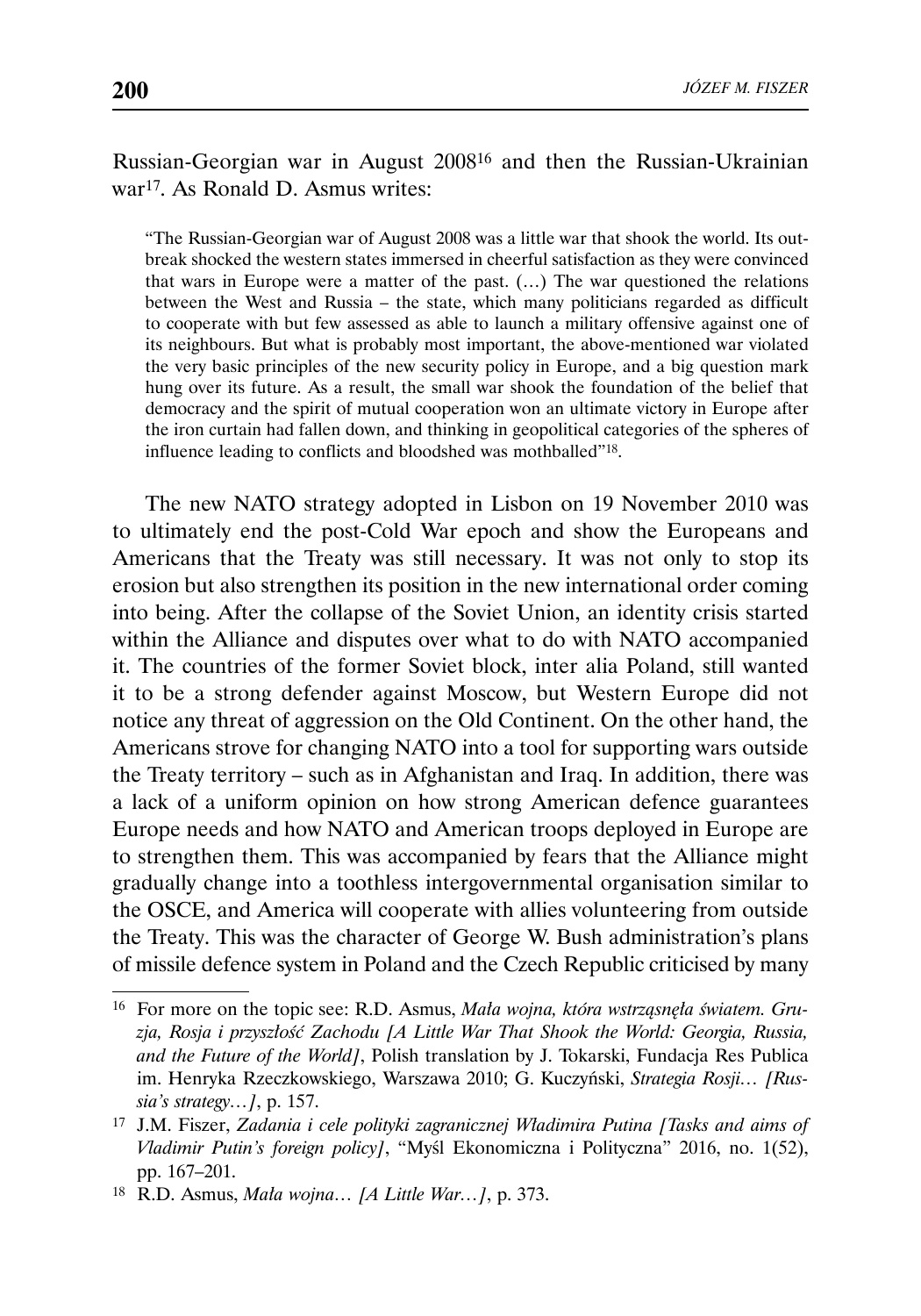Russian-Georgian war in August 2008[16] and then the Russian-Ukrainian war[17]. As Ronald D. Asmus writes:

> "The Russian-Georgian war of August 2008 was a little war that shook the world. Its outbreak shocked the western states immersed in cheerful satisfaction as they were convinced that wars in Europe were a matter of the past. (…) The war questioned the relations between the West and Russia – the state, which many politicians regarded as difficult to cooperate with but few assessed as able to launch a military offensive against one of its neighbours. But what is probably most important, the above-mentioned war violated the very basic principles of the new security policy in Europe, and a big question mark hung over its future. As a result, the small war shook the foundation of the belief that democracy and the spirit of mutual cooperation won an ultimate victory in Europe after the iron curtain had fallen down, and thinking in geopolitical categories of the spheres of influence leading to conflicts and bloodshed was mothballed"[18].

The new NATO strategy adopted in Lisbon on 19 November 2010 was to ultimately end the post-Cold War epoch and show the Europeans and Americans that the Treaty was still necessary. It was not only to stop its erosion but also strengthen its position in the new international order coming into being. After the collapse of the Soviet Union, an identity crisis started within the Alliance and disputes over what to do with NATO accompanied it. The countries of the former Soviet block, inter alia Poland, still wanted it to be a strong defender against Moscow, but Western Europe did not notice any threat of aggression on the Old Continent. On the other hand, the Americans strove for changing NATO into a tool for supporting wars outside the Treaty territory – such as in Afghanistan and Iraq. In addition, there was a lack of a uniform opinion on how strong American defence guarantees Europe needs and how NATO and American troops deployed in Europe are to strengthen them. This was accompanied by fears that the Alliance might gradually change into a toothless intergovernmental organisation similar to the OSCE, and America will cooperate with allies volunteering from outside the Treaty. This was the character of George W. Bush administration's plans of missile defence system in Poland and the Czech Republic criticised by many

---

[16] For more on the topic see: R.D. Asmus, *Mała wojna, która wstrząsnęła światem. Gruzja, Rosja i przyszłość Zachodu [A Little War That Shook the World: Georgia, Russia, and the Future of the World]*, Polish translation by J. Tokarski, Fundacja Res Publica im. Henryka Rzeczkowskiego, Warszawa 2010; G. Kuczyński, *Strategia Rosji… [Russia's strategy…]*, p. 157.

[17] J.M. Fiszer, *Zadania i cele polityki zagranicznej Władimira Putina [Tasks and aims of Vladimir Putin's foreign policy]*, "Myśl Ekonomiczna i Polityczna" 2016, no. 1(52), pp. 167–201.

[18] R.D. Asmus, *Mała wojna… [A Little War…]*, p. 373.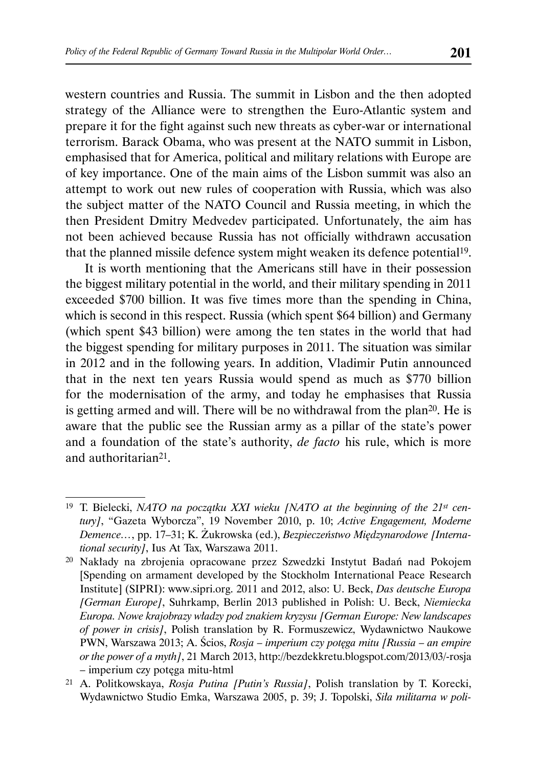western countries and Russia. The summit in Lisbon and the then adopted strategy of the Alliance were to strengthen the Euro-Atlantic system and prepare it for the fight against such new threats as cyber-war or international terrorism. Barack Obama, who was present at the NATO summit in Lisbon, emphasised that for America, political and military relations with Europe are of key importance. One of the main aims of the Lisbon summit was also an attempt to work out new rules of cooperation with Russia, which was also the subject matter of the NATO Council and Russia meeting, in which the then President Dmitry Medvedev participated. Unfortunately, the aim has not been achieved because Russia has not officially withdrawn accusation that the planned missile defence system might weaken its defence potential[19].

It is worth mentioning that the Americans still have in their possession the biggest military potential in the world, and their military spending in 2011 exceeded $700 billion. It was five times more than the spending in China, which is second in this respect. Russia (which spent $64 billion) and Germany (which spent $43 billion) were among the ten states in the world that had the biggest spending for military purposes in 2011. The situation was similar in 2012 and in the following years. In addition, Vladimir Putin announced that in the next ten years Russia would spend as much as $770 billion for the modernisation of the army, and today he emphasises that Russia is getting armed and will. There will be no withdrawal from the plan[20]. He is aware that the public see the Russian army as a pillar of the state's power and a foundation of the state's authority, *de facto* his rule, which is more and authoritarian[21].

---

[19] T. Bielecki, *NATO na początku XXI wieku [NATO at the beginning of the 21st century]*, "Gazeta Wyborcza", 19 November 2010, p. 10; *Active Engagement, Moderne Demence…*, pp. 17–31; K. Żukrowska (ed.), *Bezpieczeństwo Międzynarodowe [International security]*, Ius At Tax, Warszawa 2011.

[20] Nakłady na zbrojenia opracowane przez Szwedzki Instytut Badań nad Pokojem [Spending on armament developed by the Stockholm International Peace Research Institute] (SIPRI): www.sipri.org. 2011 and 2012, also: U. Beck, *Das deutsche Europa [German Europe]*, Suhrkamp, Berlin 2013 published in Polish: U. Beck, *Niemiecka Europa. Nowe krajobrazy władzy pod znakiem kryzysu [German Europe: New landscapes of power in crisis]*, Polish translation by R. Formuszewicz, Wydawnictwo Naukowe PWN, Warszawa 2013; A. Ścios, *Rosja – imperium czy potęga mitu [Russia – an empire or the power of a myth]*, 21 March 2013, http://bezdekkretu.blogspot.com/2013/03/-rosja – imperium czy potęga mitu-html

[21] A. Politkowskaya, *Rosja Putina [Putin's Russia]*, Polish translation by T. Korecki, Wydawnictwo Studio Emka, Warszawa 2005, p. 39; J. Topolski, *Siła militarna w poli-*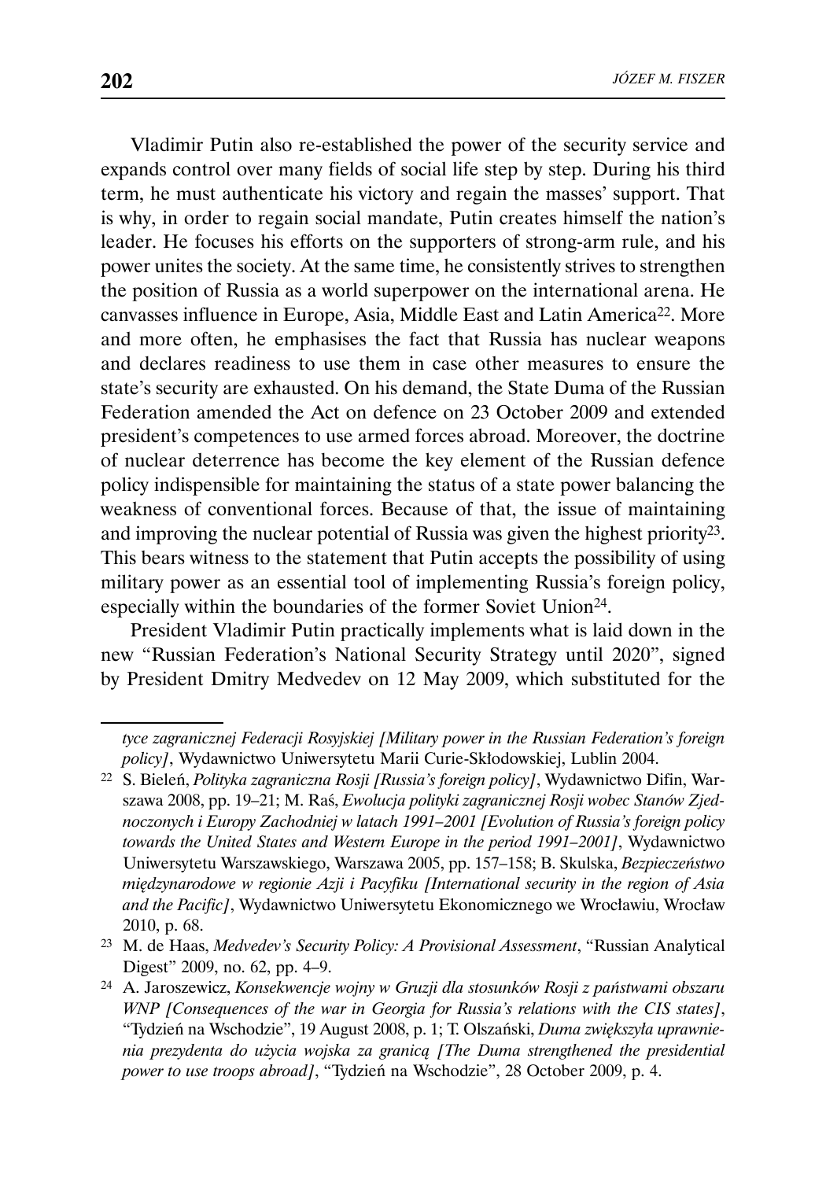Vladimir Putin also re-established the power of the security service and expands control over many fields of social life step by step. During his third term, he must authenticate his victory and regain the masses' support. That is why, in order to regain social mandate, Putin creates himself the nation's leader. He focuses his efforts on the supporters of strong-arm rule, and his power unites the society. At the same time, he consistently strives to strengthen the position of Russia as a world superpower on the international arena. He canvasses influence in Europe, Asia, Middle East and Latin America[22]. More and more often, he emphasises the fact that Russia has nuclear weapons and declares readiness to use them in case other measures to ensure the state's security are exhausted. On his demand, the State Duma of the Russian Federation amended the Act on defence on 23 October 2009 and extended president's competences to use armed forces abroad. Moreover, the doctrine of nuclear deterrence has become the key element of the Russian defence policy indispensible for maintaining the status of a state power balancing the weakness of conventional forces. Because of that, the issue of maintaining and improving the nuclear potential of Russia was given the highest priority[23]. This bears witness to the statement that Putin accepts the possibility of using military power as an essential tool of implementing Russia's foreign policy, especially within the boundaries of the former Soviet Union[24].

President Vladimir Putin practically implements what is laid down in the new "Russian Federation's National Security Strategy until 2020", signed by President Dmitry Medvedev on 12 May 2009, which substituted for the

---

*tyce zagranicznej Federacji Rosyjskiej [Military power in the Russian Federation's foreign policy]*, Wydawnictwo Uniwersytetu Marii Curie-Skłodowskiej, Lublin 2004.

22 S. Bieleń, *Polityka zagraniczna Rosji [Russia's foreign policy]*, Wydawnictwo Difin, Warszawa 2008, pp. 19–21; M. Raś, *Ewolucja polityki zagranicznej Rosji wobec Stanów Zjednoczonych i Europy Zachodniej w latach 1991–2001 [Evolution of Russia's foreign policy towards the United States and Western Europe in the period 1991–2001]*, Wydawnictwo Uniwersytetu Warszawskiego, Warszawa 2005, pp. 157–158; B. Skulska, *Bezpieczeństwo międzynarodowe w regionie Azji i Pacyfiku [International security in the region of Asia and the Pacific]*, Wydawnictwo Uniwersytetu Ekonomicznego we Wrocławiu, Wrocław 2010, p. 68.

23 M. de Haas, *Medvedev's Security Policy: A Provisional Assessment*, "Russian Analytical Digest" 2009, no. 62, pp. 4–9.

24 A. Jaroszewicz, *Konsekwencje wojny w Gruzji dla stosunków Rosji z państwami obszaru WNP [Consequences of the war in Georgia for Russia's relations with the CIS states]*, "Tydzień na Wschodzie", 19 August 2008, p. 1; T. Olszański, *Duma zwiększyła uprawnienia prezydenta do użycia wojska za granicą [The Duma strengthened the presidential power to use troops abroad]*, "Tydzień na Wschodzie", 28 October 2009, p. 4.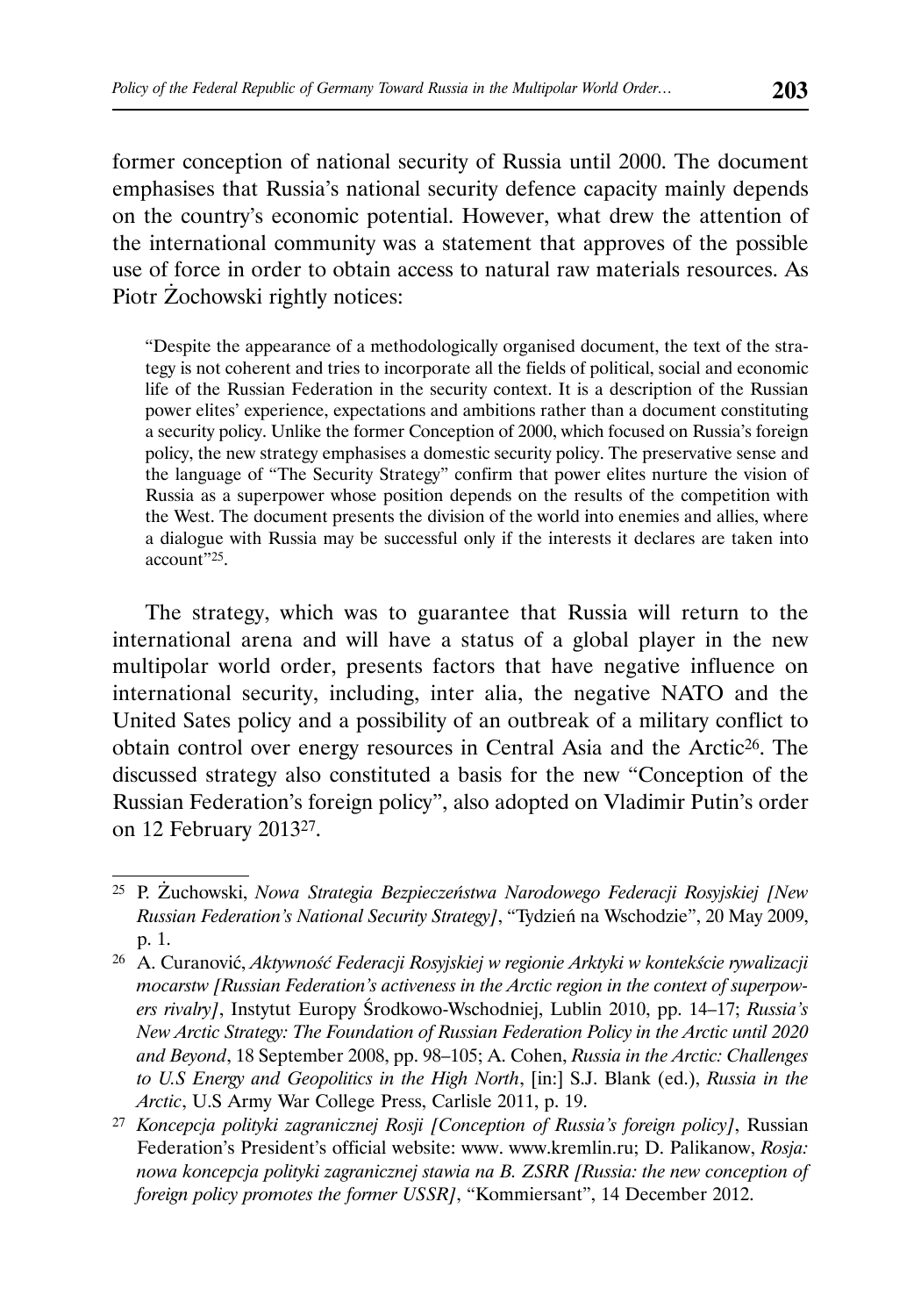former conception of national security of Russia until 2000. The document emphasises that Russia's national security defence capacity mainly depends on the country's economic potential. However, what drew the attention of the international community was a statement that approves of the possible use of force in order to obtain access to natural raw materials resources. As Piotr Żochowski rightly notices:

> "Despite the appearance of a methodologically organised document, the text of the strategy is not coherent and tries to incorporate all the fields of political, social and economic life of the Russian Federation in the security context. It is a description of the Russian power elites' experience, expectations and ambitions rather than a document constituting a security policy. Unlike the former Conception of 2000, which focused on Russia's foreign policy, the new strategy emphasises a domestic security policy. The preservative sense and the language of "The Security Strategy" confirm that power elites nurture the vision of Russia as a superpower whose position depends on the results of the competition with the West. The document presents the division of the world into enemies and allies, where a dialogue with Russia may be successful only if the interests it declares are taken into account"[25].

The strategy, which was to guarantee that Russia will return to the international arena and will have a status of a global player in the new multipolar world order, presents factors that have negative influence on international security, including, inter alia, the negative NATO and the United Sates policy and a possibility of an outbreak of a military conflict to obtain control over energy resources in Central Asia and the Arctic[26]. The discussed strategy also constituted a basis for the new "Conception of the Russian Federation's foreign policy", also adopted on Vladimir Putin's order on 12 February 2013[27].

---

[25] P. Żuchowski, *Nowa Strategia Bezpieczeństwa Narodowego Federacji Rosyjskiej [New Russian Federation's National Security Strategy]*, "Tydzień na Wschodzie", 20 May 2009, p. 1.

[26] A. Curanović, *Aktywność Federacji Rosyjskiej w regionie Arktyki w kontekście rywalizacji mocarstw [Russian Federation's activeness in the Arctic region in the context of superpowers rivalry]*, Instytut Europy Środkowo-Wschodniej, Lublin 2010, pp. 14–17; *Russia's New Arctic Strategy: The Foundation of Russian Federation Policy in the Arctic until 2020 and Beyond*, 18 September 2008, pp. 98–105; A. Cohen, *Russia in the Arctic: Challenges to U.S Energy and Geopolitics in the High North*, [in:] S.J. Blank (ed.), *Russia in the Arctic*, U.S Army War College Press, Carlisle 2011, p. 19.

[27] *Koncepcja polityki zagranicznej Rosji [Conception of Russia's foreign policy]*, Russian Federation's President's official website: www. www.kremlin.ru; D. Palikanow, *Rosja: nowa koncepcja polityki zagranicznej stawia na B. ZSRR [Russia: the new conception of foreign policy promotes the former USSR]*, "Kommiersant", 14 December 2012.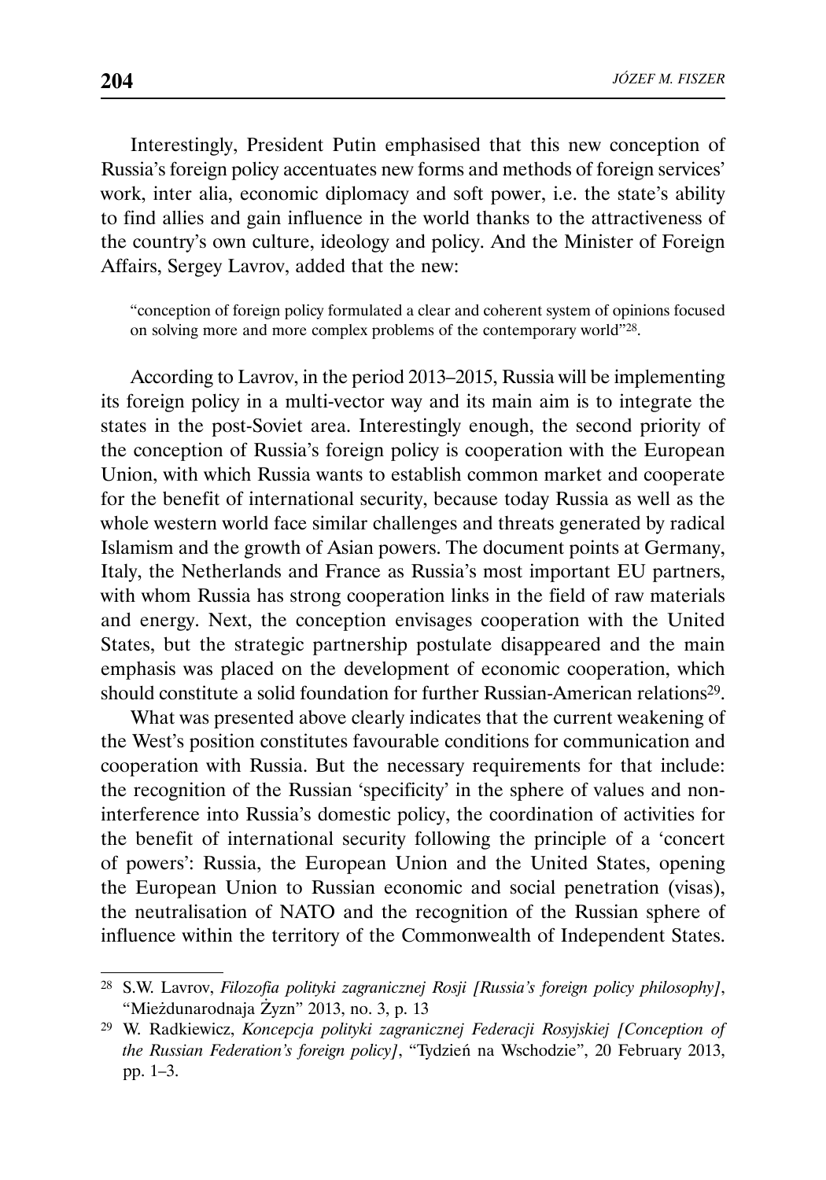Interestingly, President Putin emphasised that this new conception of Russia's foreign policy accentuates new forms and methods of foreign services' work, inter alia, economic diplomacy and soft power, i.e. the state's ability to find allies and gain influence in the world thanks to the attractiveness of the country's own culture, ideology and policy. And the Minister of Foreign Affairs, Sergey Lavrov, added that the new:

> "conception of foreign policy formulated a clear and coherent system of opinions focused on solving more and more complex problems of the contemporary world"[28].

According to Lavrov, in the period 2013–2015, Russia will be implementing its foreign policy in a multi-vector way and its main aim is to integrate the states in the post-Soviet area. Interestingly enough, the second priority of the conception of Russia's foreign policy is cooperation with the European Union, with which Russia wants to establish common market and cooperate for the benefit of international security, because today Russia as well as the whole western world face similar challenges and threats generated by radical Islamism and the growth of Asian powers. The document points at Germany, Italy, the Netherlands and France as Russia's most important EU partners, with whom Russia has strong cooperation links in the field of raw materials and energy. Next, the conception envisages cooperation with the United States, but the strategic partnership postulate disappeared and the main emphasis was placed on the development of economic cooperation, which should constitute a solid foundation for further Russian-American relations[29].

What was presented above clearly indicates that the current weakening of the West's position constitutes favourable conditions for communication and cooperation with Russia. But the necessary requirements for that include: the recognition of the Russian 'specificity' in the sphere of values and non-interference into Russia's domestic policy, the coordination of activities for the benefit of international security following the principle of a 'concert of powers': Russia, the European Union and the United States, opening the European Union to Russian economic and social penetration (visas), the neutralisation of NATO and the recognition of the Russian sphere of influence within the territory of the Commonwealth of Independent States.

---

[28] S.W. Lavrov, *Filozofia polityki zagranicznej Rosji [Russia's foreign policy philosophy]*, "Mieżdunarodnaja Żyzn" 2013, no. 3, p. 13

[29] W. Radkiewicz, *Koncepcja polityki zagranicznej Federacji Rosyjskiej [Conception of the Russian Federation's foreign policy]*, "Tydzień na Wschodzie", 20 February 2013, pp. 1–3.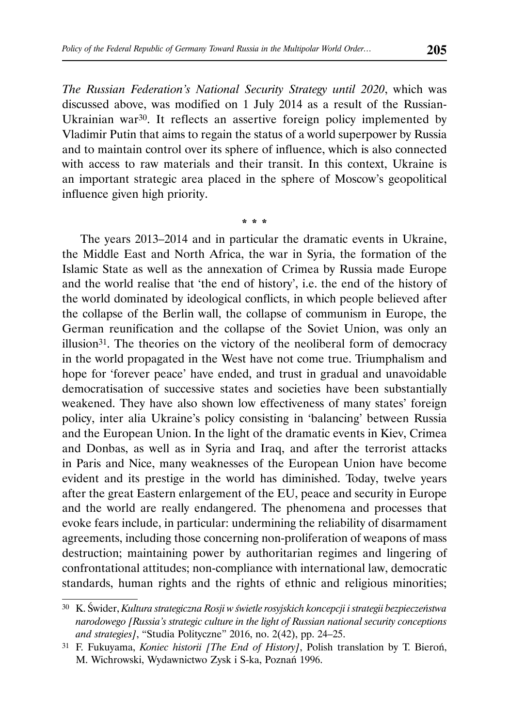*The Russian Federation's National Security Strategy until 2020*, which was discussed above, was modified on 1 July 2014 as a result of the Russian-Ukrainian war[30]. It reflects an assertive foreign policy implemented by Vladimir Putin that aims to regain the status of a world superpower by Russia and to maintain control over its sphere of influence, which is also connected with access to raw materials and their transit. In this context, Ukraine is an important strategic area placed in the sphere of Moscow's geopolitical influence given high priority.

\* \* \*

The years 2013–2014 and in particular the dramatic events in Ukraine, the Middle East and North Africa, the war in Syria, the formation of the Islamic State as well as the annexation of Crimea by Russia made Europe and the world realise that 'the end of history', i.e. the end of the history of the world dominated by ideological conflicts, in which people believed after the collapse of the Berlin wall, the collapse of communism in Europe, the German reunification and the collapse of the Soviet Union, was only an illusion[31]. The theories on the victory of the neoliberal form of democracy in the world propagated in the West have not come true. Triumphalism and hope for 'forever peace' have ended, and trust in gradual and unavoidable democratisation of successive states and societies have been substantially weakened. They have also shown low effectiveness of many states' foreign policy, inter alia Ukraine's policy consisting in 'balancing' between Russia and the European Union. In the light of the dramatic events in Kiev, Crimea and Donbas, as well as in Syria and Iraq, and after the terrorist attacks in Paris and Nice, many weaknesses of the European Union have become evident and its prestige in the world has diminished. Today, twelve years after the great Eastern enlargement of the EU, peace and security in Europe and the world are really endangered. The phenomena and processes that evoke fears include, in particular: undermining the reliability of disarmament agreements, including those concerning non-proliferation of weapons of mass destruction; maintaining power by authoritarian regimes and lingering of confrontational attitudes; non-compliance with international law, democratic standards, human rights and the rights of ethnic and religious minorities;

---

[30] K. Świder, *Kultura strategiczna Rosji w świetle rosyjskich koncepcji i strategii bezpieczeństwa narodowego [Russia's strategic culture in the light of Russian national security conceptions and strategies]*, "Studia Polityczne" 2016, no. 2(42), pp. 24–25.

[31] F. Fukuyama, *Koniec historii [The End of History]*, Polish translation by T. Bieroń, M. Wichrowski, Wydawnictwo Zysk i S-ka, Poznań 1996.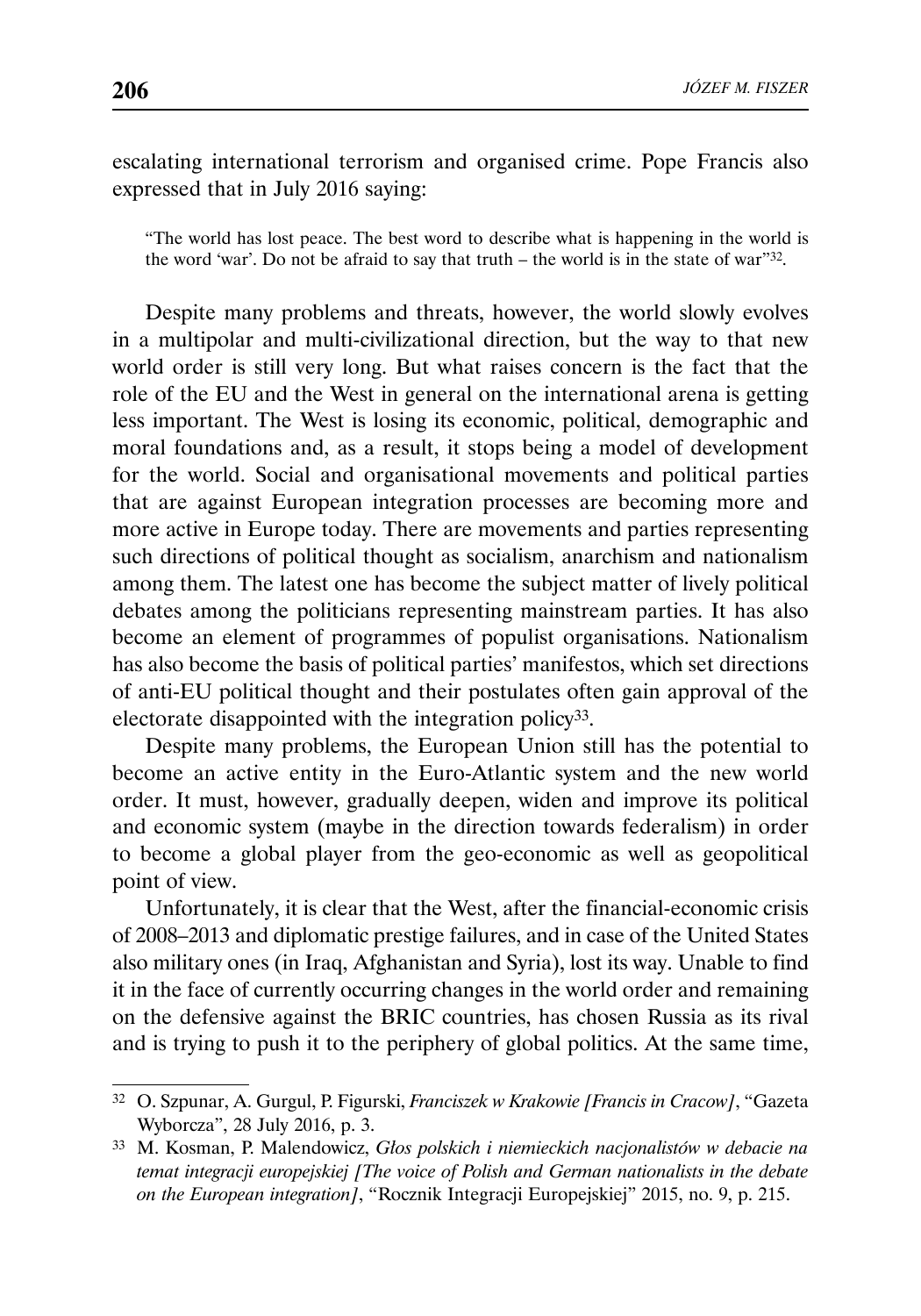escalating international terrorism and organised crime. Pope Francis also expressed that in July 2016 saying:

> "The world has lost peace. The best word to describe what is happening in the world is the word 'war'. Do not be afraid to say that truth – the world is in the state of war"[32].

Despite many problems and threats, however, the world slowly evolves in a multipolar and multi-civilizational direction, but the way to that new world order is still very long. But what raises concern is the fact that the role of the EU and the West in general on the international arena is getting less important. The West is losing its economic, political, demographic and moral foundations and, as a result, it stops being a model of development for the world. Social and organisational movements and political parties that are against European integration processes are becoming more and more active in Europe today. There are movements and parties representing such directions of political thought as socialism, anarchism and nationalism among them. The latest one has become the subject matter of lively political debates among the politicians representing mainstream parties. It has also become an element of programmes of populist organisations. Nationalism has also become the basis of political parties' manifestos, which set directions of anti-EU political thought and their postulates often gain approval of the electorate disappointed with the integration policy[33].

Despite many problems, the European Union still has the potential to become an active entity in the Euro-Atlantic system and the new world order. It must, however, gradually deepen, widen and improve its political and economic system (maybe in the direction towards federalism) in order to become a global player from the geo-economic as well as geopolitical point of view.

Unfortunately, it is clear that the West, after the financial-economic crisis of 2008–2013 and diplomatic prestige failures, and in case of the United States also military ones (in Iraq, Afghanistan and Syria), lost its way. Unable to find it in the face of currently occurring changes in the world order and remaining on the defensive against the BRIC countries, has chosen Russia as its rival and is trying to push it to the periphery of global politics. At the same time,

---

[32] O. Szpunar, A. Gurgul, P. Figurski, *Franciszek w Krakowie [Francis in Cracow]*, "Gazeta Wyborcza", 28 July 2016, p. 3.

[33] M. Kosman, P. Malendowicz, *Głos polskich i niemieckich nacjonalistów w debacie na temat integracji europejskiej [The voice of Polish and German nationalists in the debate on the European integration]*, "Rocznik Integracji Europejskiej" 2015, no. 9, p. 215.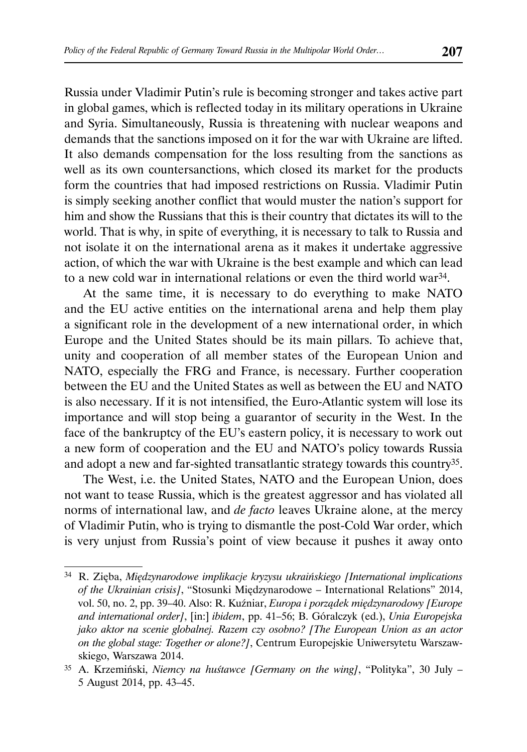Russia under Vladimir Putin's rule is becoming stronger and takes active part in global games, which is reflected today in its military operations in Ukraine and Syria. Simultaneously, Russia is threatening with nuclear weapons and demands that the sanctions imposed on it for the war with Ukraine are lifted. It also demands compensation for the loss resulting from the sanctions as well as its own countersanctions, which closed its market for the products form the countries that had imposed restrictions on Russia. Vladimir Putin is simply seeking another conflict that would muster the nation's support for him and show the Russians that this is their country that dictates its will to the world. That is why, in spite of everything, it is necessary to talk to Russia and not isolate it on the international arena as it makes it undertake aggressive action, of which the war with Ukraine is the best example and which can lead to a new cold war in international relations or even the third world war[34].

At the same time, it is necessary to do everything to make NATO and the EU active entities on the international arena and help them play a significant role in the development of a new international order, in which Europe and the United States should be its main pillars. To achieve that, unity and cooperation of all member states of the European Union and NATO, especially the FRG and France, is necessary. Further cooperation between the EU and the United States as well as between the EU and NATO is also necessary. If it is not intensified, the Euro-Atlantic system will lose its importance and will stop being a guarantor of security in the West. In the face of the bankruptcy of the EU's eastern policy, it is necessary to work out a new form of cooperation and the EU and NATO's policy towards Russia and adopt a new and far-sighted transatlantic strategy towards this country[35].

The West, i.e. the United States, NATO and the European Union, does not want to tease Russia, which is the greatest aggressor and has violated all norms of international law, and *de facto* leaves Ukraine alone, at the mercy of Vladimir Putin, who is trying to dismantle the post-Cold War order, which is very unjust from Russia's point of view because it pushes it away onto

---

[34] R. Zięba, *Międzynarodowe implikacje kryzysu ukraińskiego [International implications of the Ukrainian crisis]*, "Stosunki Międzynarodowe – International Relations" 2014, vol. 50, no. 2, pp. 39–40. Also: R. Kuźniar, *Europa i porządek międzynarodowy [Europe and international order]*, [in:] *ibidem*, pp. 41–56; B. Góralczyk (ed.), *Unia Europejska jako aktor na scenie globalnej. Razem czy osobno? [The European Union as an actor on the global stage: Together or alone?]*, Centrum Europejskie Uniwersytetu Warszawskiego, Warszawa 2014.

[35] A. Krzemiński, *Niemcy na huśtawce [Germany on the wing]*, "Polityka", 30 July – 5 August 2014, pp. 43–45.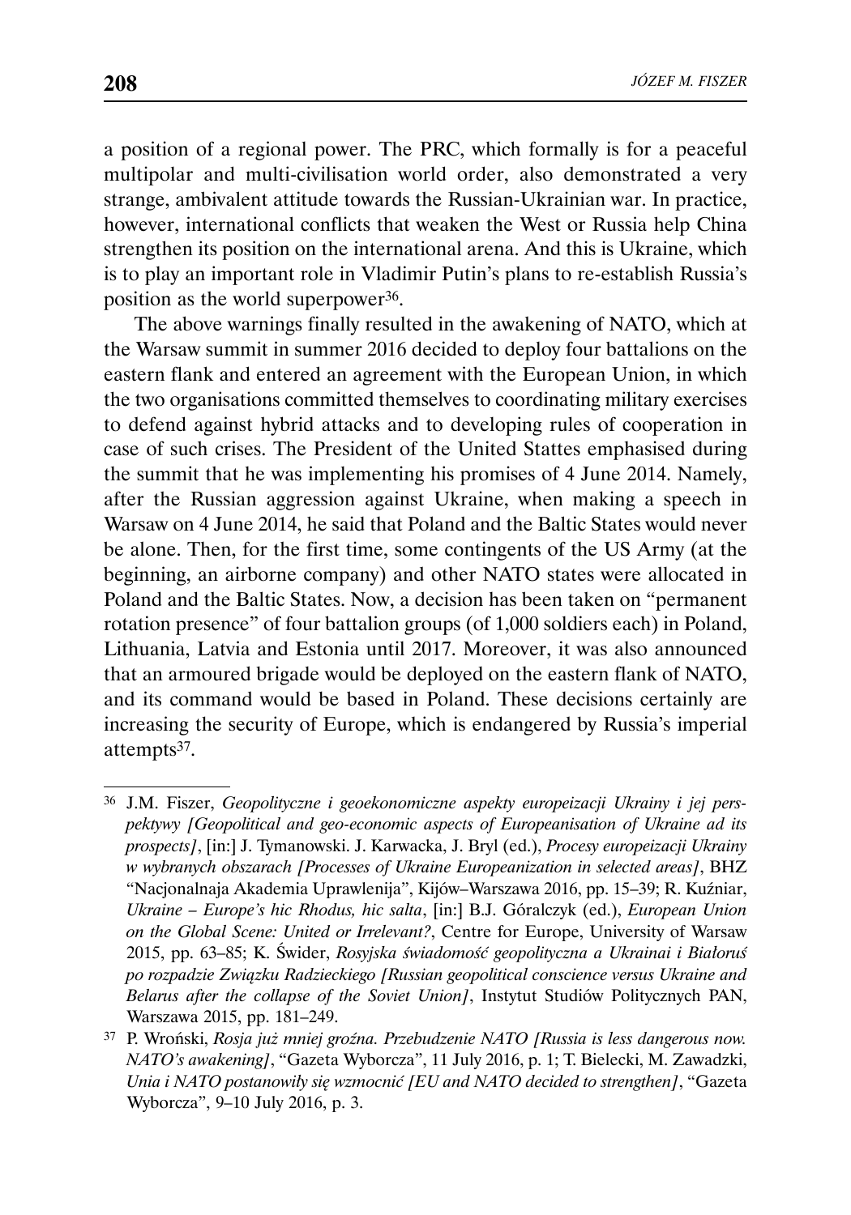a position of a regional power. The PRC, which formally is for a peaceful multipolar and multi-civilisation world order, also demonstrated a very strange, ambivalent attitude towards the Russian-Ukrainian war. In practice, however, international conflicts that weaken the West or Russia help China strengthen its position on the international arena. And this is Ukraine, which is to play an important role in Vladimir Putin's plans to re-establish Russia's position as the world superpower[36].

The above warnings finally resulted in the awakening of NATO, which at the Warsaw summit in summer 2016 decided to deploy four battalions on the eastern flank and entered an agreement with the European Union, in which the two organisations committed themselves to coordinating military exercises to defend against hybrid attacks and to developing rules of cooperation in case of such crises. The President of the United Stattes emphasised during the summit that he was implementing his promises of 4 June 2014. Namely, after the Russian aggression against Ukraine, when making a speech in Warsaw on 4 June 2014, he said that Poland and the Baltic States would never be alone. Then, for the first time, some contingents of the US Army (at the beginning, an airborne company) and other NATO states were allocated in Poland and the Baltic States. Now, a decision has been taken on "permanent rotation presence" of four battalion groups (of 1,000 soldiers each) in Poland, Lithuania, Latvia and Estonia until 2017. Moreover, it was also announced that an armoured brigade would be deployed on the eastern flank of NATO, and its command would be based in Poland. These decisions certainly are increasing the security of Europe, which is endangered by Russia's imperial attempts[37].

---

[36] J.M. Fiszer, *Geopolityczne i geoekonomiczne aspekty europeizacji Ukrainy i jej perspektywy [Geopolitical and geo-economic aspects of Europeanisation of Ukraine ad its prospects]*, [in:] J. Tymanowski. J. Karwacka, J. Bryl (ed.), *Procesy europeizacji Ukrainy w wybranych obszarach [Processes of Ukraine Europeanization in selected areas]*, BHZ "Nacjonalnaja Akademia Uprawlenija", Kijów–Warszawa 2016, pp. 15–39; R. Kuźniar, *Ukraine – Europe's hic Rhodus, hic salta*, [in:] B.J. Góralczyk (ed.), *European Union on the Global Scene: United or Irrelevant?*, Centre for Europe, University of Warsaw 2015, pp. 63–85; K. Świder, *Rosyjska świadomość geopolityczna a Ukrainai i Białoruś po rozpadzie Związku Radzieckiego [Russian geopolitical conscience versus Ukraine and Belarus after the collapse of the Soviet Union]*, Instytut Studiów Politycznych PAN, Warszawa 2015, pp. 181–249.

[37] P. Wroński, *Rosja już mniej groźna. Przebudzenie NATO [Russia is less dangerous now. NATO's awakening]*, "Gazeta Wyborcza", 11 July 2016, p. 1; T. Bielecki, M. Zawadzki, *Unia i NATO postanowiły się wzmocnić [EU and NATO decided to strengthen]*, "Gazeta Wyborcza", 9–10 July 2016, p. 3.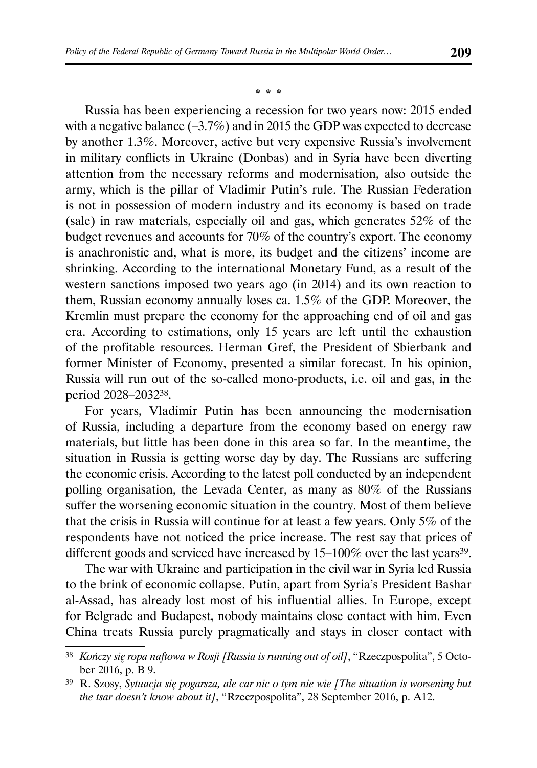\* \* \*

Russia has been experiencing a recession for two years now: 2015 ended with a negative balance (–3.7%) and in 2015 the GDP was expected to decrease by another 1.3%. Moreover, active but very expensive Russia's involvement in military conflicts in Ukraine (Donbas) and in Syria have been diverting attention from the necessary reforms and modernisation, also outside the army, which is the pillar of Vladimir Putin's rule. The Russian Federation is not in possession of modern industry and its economy is based on trade (sale) in raw materials, especially oil and gas, which generates 52% of the budget revenues and accounts for 70% of the country's export. The economy is anachronistic and, what is more, its budget and the citizens' income are shrinking. According to the international Monetary Fund, as a result of the western sanctions imposed two years ago (in 2014) and its own reaction to them, Russian economy annually loses ca. 1.5% of the GDP. Moreover, the Kremlin must prepare the economy for the approaching end of oil and gas era. According to estimations, only 15 years are left until the exhaustion of the profitable resources. Herman Gref, the President of Sbierbank and former Minister of Economy, presented a similar forecast. In his opinion, Russia will run out of the so-called mono-products, i.e. oil and gas, in the period 2028–2032[38].

For years, Vladimir Putin has been announcing the modernisation of Russia, including a departure from the economy based on energy raw materials, but little has been done in this area so far. In the meantime, the situation in Russia is getting worse day by day. The Russians are suffering the economic crisis. According to the latest poll conducted by an independent polling organisation, the Levada Center, as many as 80% of the Russians suffer the worsening economic situation in the country. Most of them believe that the crisis in Russia will continue for at least a few years. Only 5% of the respondents have not noticed the price increase. The rest say that prices of different goods and serviced have increased by 15–100% over the last years[39].

The war with Ukraine and participation in the civil war in Syria led Russia to the brink of economic collapse. Putin, apart from Syria's President Bashar al-Assad, has already lost most of his influential allies. In Europe, except for Belgrade and Budapest, nobody maintains close contact with him. Even China treats Russia purely pragmatically and stays in closer contact with

---

[38] *Kończy się ropa naftowa w Rosji [Russia is running out of oil]*, "Rzeczpospolita", 5 October 2016, p. B 9.

[39] R. Szosy, *Sytuacja się pogarsza, ale car nic o tym nie wie [The situation is worsening but the tsar doesn't know about it]*, "Rzeczpospolita", 28 September 2016, p. A12.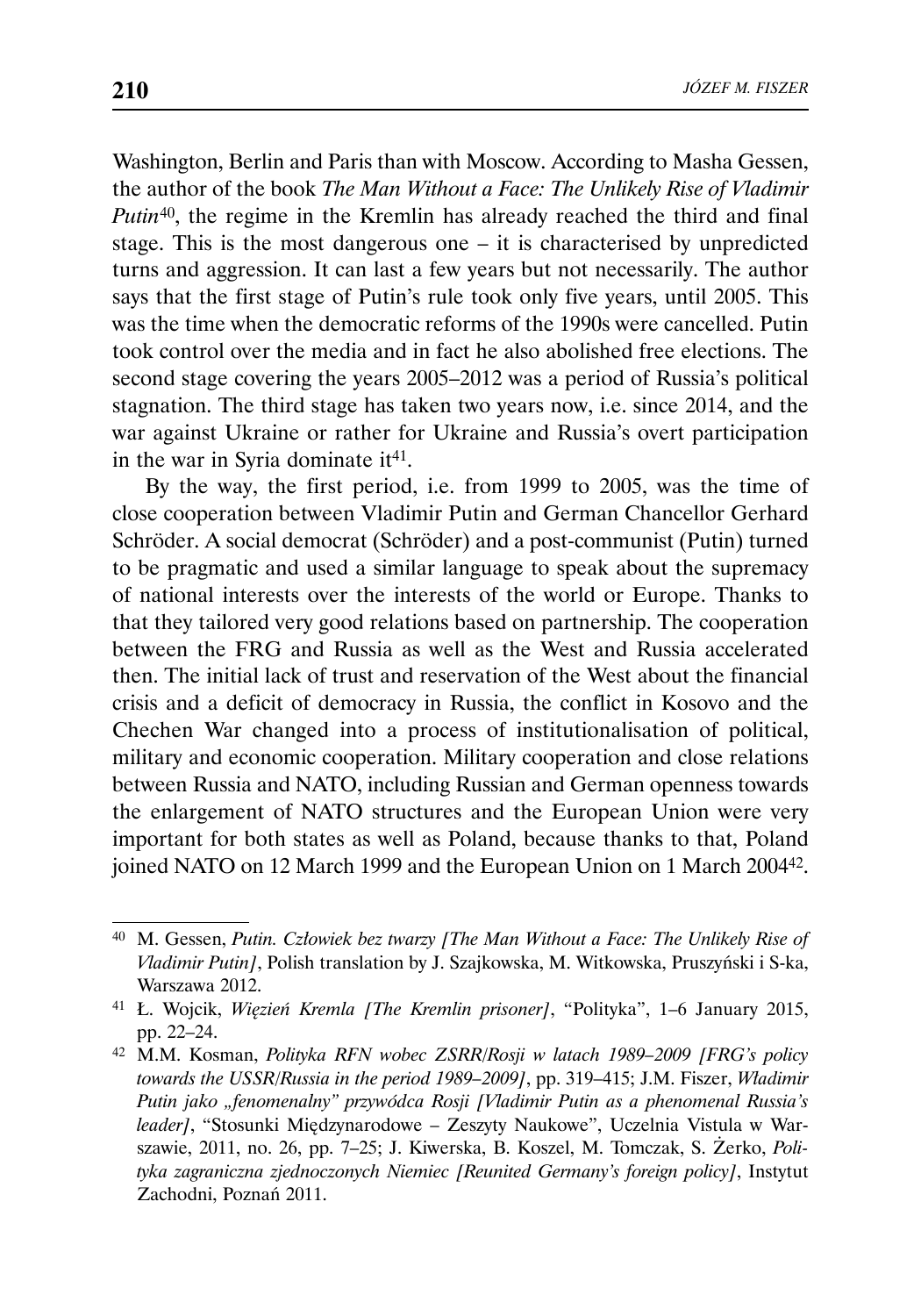Washington, Berlin and Paris than with Moscow. According to Masha Gessen, the author of the book *The Man Without a Face: The Unlikely Rise of Vladimir Putin*[40], the regime in the Kremlin has already reached the third and final stage. This is the most dangerous one – it is characterised by unpredicted turns and aggression. It can last a few years but not necessarily. The author says that the first stage of Putin's rule took only five years, until 2005. This was the time when the democratic reforms of the 1990s were cancelled. Putin took control over the media and in fact he also abolished free elections. The second stage covering the years 2005–2012 was a period of Russia's political stagnation. The third stage has taken two years now, i.e. since 2014, and the war against Ukraine or rather for Ukraine and Russia's overt participation in the war in Syria dominate it[41].

By the way, the first period, i.e. from 1999 to 2005, was the time of close cooperation between Vladimir Putin and German Chancellor Gerhard Schröder. A social democrat (Schröder) and a post-communist (Putin) turned to be pragmatic and used a similar language to speak about the supremacy of national interests over the interests of the world or Europe. Thanks to that they tailored very good relations based on partnership. The cooperation between the FRG and Russia as well as the West and Russia accelerated then. The initial lack of trust and reservation of the West about the financial crisis and a deficit of democracy in Russia, the conflict in Kosovo and the Chechen War changed into a process of institutionalisation of political, military and economic cooperation. Military cooperation and close relations between Russia and NATO, including Russian and German openness towards the enlargement of NATO structures and the European Union were very important for both states as well as Poland, because thanks to that, Poland joined NATO on 12 March 1999 and the European Union on 1 March 2004[42].

---

[40] M. Gessen, *Putin. Człowiek bez twarzy [The Man Without a Face: The Unlikely Rise of Vladimir Putin]*, Polish translation by J. Szajkowska, M. Witkowska, Pruszyński i S-ka, Warszawa 2012.

[41] Ł. Wojcik, *Więzień Kremla [The Kremlin prisoner]*, "Polityka", 1–6 January 2015, pp. 22–24.

[42] M.M. Kosman, *Polityka RFN wobec ZSRR/Rosji w latach 1989–2009 [FRG's policy towards the USSR/Russia in the period 1989–2009]*, pp. 319–415; J.M. Fiszer, *Władimir Putin jako „fenomenalny" przywódca Rosji [Vladimir Putin as a phenomenal Russia's leader]*, "Stosunki Międzynarodowe – Zeszyty Naukowe", Uczelnia Vistula w Warszawie, 2011, no. 26, pp. 7–25; J. Kiwerska, B. Koszel, M. Tomczak, S. Żerko, *Polityka zagraniczna zjednoczonych Niemiec [Reunited Germany's foreign policy]*, Instytut Zachodni, Poznań 2011.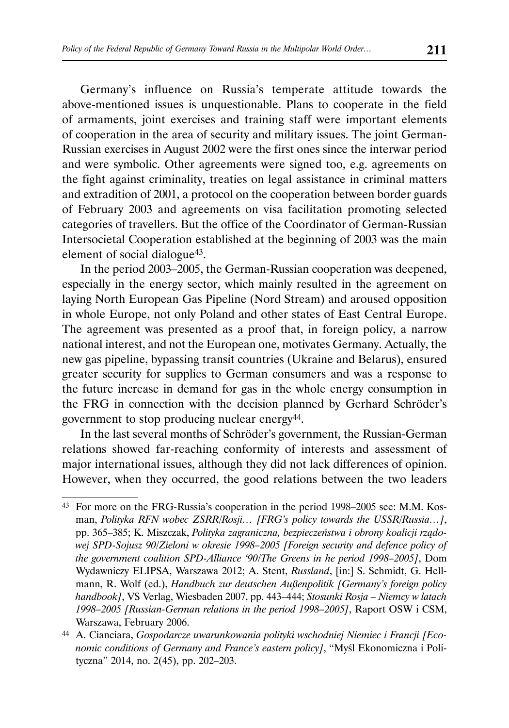Germany's influence on Russia's temperate attitude towards the above-mentioned issues is unquestionable. Plans to cooperate in the field of armaments, joint exercises and training staff were important elements of cooperation in the area of security and military issues. The joint German-Russian exercises in August 2002 were the first ones since the interwar period and were symbolic. Other agreements were signed too, e.g. agreements on the fight against criminality, treaties on legal assistance in criminal matters and extradition of 2001, a protocol on the cooperation between border guards of February 2003 and agreements on visa facilitation promoting selected categories of travellers. But the office of the Coordinator of German-Russian Intersocietal Cooperation established at the beginning of 2003 was the main element of social dialogue[43].

In the period 2003–2005, the German-Russian cooperation was deepened, especially in the energy sector, which mainly resulted in the agreement on laying North European Gas Pipeline (Nord Stream) and aroused opposition in whole Europe, not only Poland and other states of East Central Europe. The agreement was presented as a proof that, in foreign policy, a narrow national interest, and not the European one, motivates Germany. Actually, the new gas pipeline, bypassing transit countries (Ukraine and Belarus), ensured greater security for supplies to German consumers and was a response to the future increase in demand for gas in the whole energy consumption in the FRG in connection with the decision planned by Gerhard Schröder's government to stop producing nuclear energy[44].

In the last several months of Schröder's government, the Russian-German relations showed far-reaching conformity of interests and assessment of major international issues, although they did not lack differences of opinion. However, when they occurred, the good relations between the two leaders

---

[43] For more on the FRG-Russia's cooperation in the period 1998–2005 see: M.M. Kosman, *Polityka RFN wobec ZSRR/Rosji… [FRG's policy towards the USSR/Russia…]*, pp. 365–385; K. Miszczak, *Polityka zagraniczna, bezpieczeństwa i obrony koalicji rządowej SPD-Sojusz 90/Zieloni w okresie 1998–2005 [Foreign security and defence policy of the government coalition SPD-Alliance '90/The Greens in he period 1998–2005]*, Dom Wydawniczy ELIPSA, Warszawa 2012; A. Stent, *Russland*, [in:] S. Schmidt, G. Hellmann, R. Wolf (ed.), *Handbuch zur deutschen Außenpolitik [Germany's foreign policy handbook]*, VS Verlag, Wiesbaden 2007, pp. 443–444; *Stosunki Rosja – Niemcy w latach 1998–2005 [Russian-German relations in the period 1998–2005]*, Raport OSW i CSM, Warszawa, February 2006.

[44] A. Cianciara, *Gospodarcze uwarunkowania polityki wschodniej Niemiec i Francji [Economic conditions of Germany and France's eastern policy]*, "Myśl Ekonomiczna i Polityczna" 2014, no. 2(45), pp. 202–203.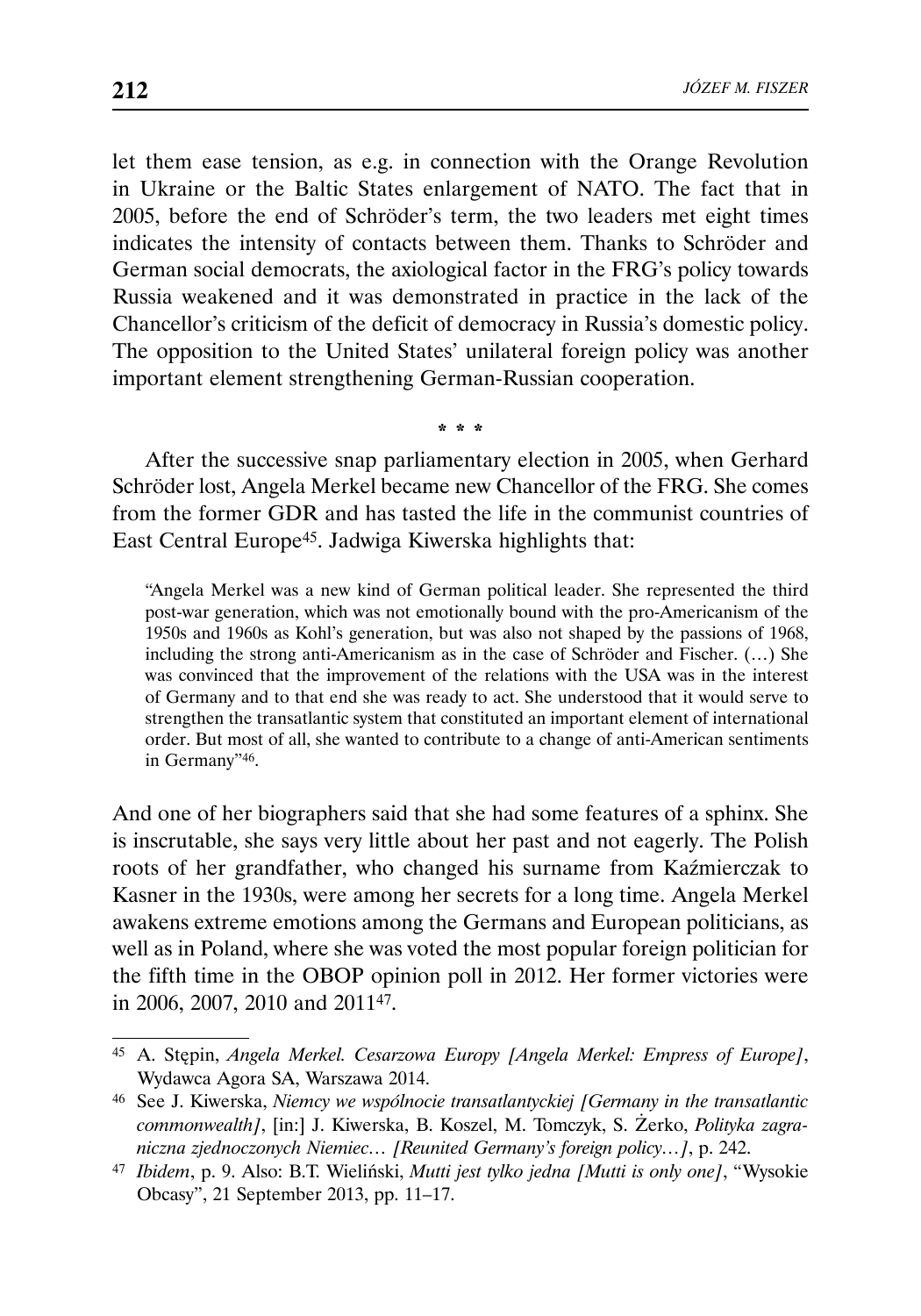let them ease tension, as e.g. in connection with the Orange Revolution in Ukraine or the Baltic States enlargement of NATO. The fact that in 2005, before the end of Schröder's term, the two leaders met eight times indicates the intensity of contacts between them. Thanks to Schröder and German social democrats, the axiological factor in the FRG's policy towards Russia weakened and it was demonstrated in practice in the lack of the Chancellor's criticism of the deficit of democracy in Russia's domestic policy. The opposition to the United States' unilateral foreign policy was another important element strengthening German-Russian cooperation.

\* \* \*

After the successive snap parliamentary election in 2005, when Gerhard Schröder lost, Angela Merkel became new Chancellor of the FRG. She comes from the former GDR and has tasted the life in the communist countries of East Central Europe[45]. Jadwiga Kiwerska highlights that:

> "Angela Merkel was a new kind of German political leader. She represented the third post-war generation, which was not emotionally bound with the pro-Americanism of the 1950s and 1960s as Kohl's generation, but was also not shaped by the passions of 1968, including the strong anti-Americanism as in the case of Schröder and Fischer. (…) She was convinced that the improvement of the relations with the USA was in the interest of Germany and to that end she was ready to act. She understood that it would serve to strengthen the transatlantic system that constituted an important element of international order. But most of all, she wanted to contribute to a change of anti-American sentiments in Germany"[46].

And one of her biographers said that she had some features of a sphinx. She is inscrutable, she says very little about her past and not eagerly. The Polish roots of her grandfather, who changed his surname from Kaźmierczak to Kasner in the 1930s, were among her secrets for a long time. Angela Merkel awakens extreme emotions among the Germans and European politicians, as well as in Poland, where she was voted the most popular foreign politician for the fifth time in the OBOP opinion poll in 2012. Her former victories were in 2006, 2007, 2010 and 2011[47].

---

[45] A. Stępin, *Angela Merkel. Cesarzowa Europy [Angela Merkel: Empress of Europe]*, Wydawca Agora SA, Warszawa 2014.

[46] See J. Kiwerska, *Niemcy we wspólnocie transatlantyckiej [Germany in the transatlantic commonwealth]*, [in:] J. Kiwerska, B. Koszel, M. Tomczyk, S. Żerko, *Polityka zagraniczna zjednoczonych Niemiec… [Reunited Germany's foreign policy…]*, p. 242.

[47] *Ibidem*, p. 9. Also: B.T. Wieliński, *Mutti jest tylko jedna [Mutti is only one]*, "Wysokie Obcasy", 21 September 2013, pp. 11–17.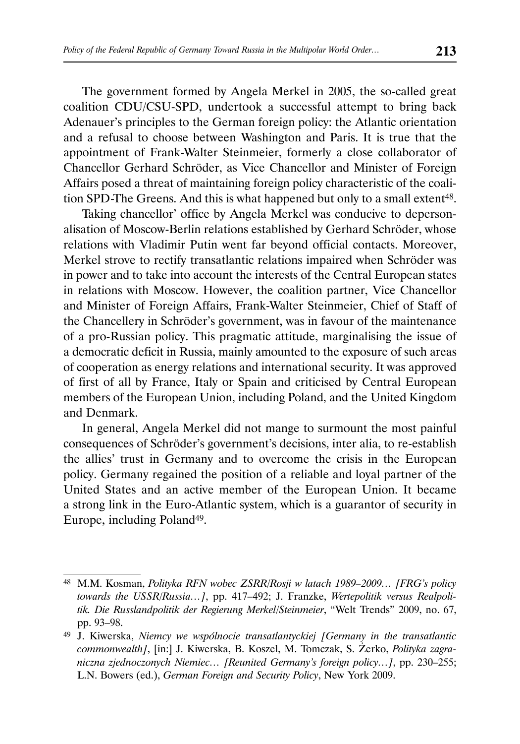The government formed by Angela Merkel in 2005, the so-called great coalition CDU/CSU-SPD, undertook a successful attempt to bring back Adenauer's principles to the German foreign policy: the Atlantic orientation and a refusal to choose between Washington and Paris. It is true that the appointment of Frank-Walter Steinmeier, formerly a close collaborator of Chancellor Gerhard Schröder, as Vice Chancellor and Minister of Foreign Affairs posed a threat of maintaining foreign policy characteristic of the coalition SPD-The Greens. And this is what happened but only to a small extent[48].

Taking chancellor' office by Angela Merkel was conducive to depersonalisation of Moscow-Berlin relations established by Gerhard Schröder, whose relations with Vladimir Putin went far beyond official contacts. Moreover, Merkel strove to rectify transatlantic relations impaired when Schröder was in power and to take into account the interests of the Central European states in relations with Moscow. However, the coalition partner, Vice Chancellor and Minister of Foreign Affairs, Frank-Walter Steinmeier, Chief of Staff of the Chancellery in Schröder's government, was in favour of the maintenance of a pro-Russian policy. This pragmatic attitude, marginalising the issue of a democratic deficit in Russia, mainly amounted to the exposure of such areas of cooperation as energy relations and international security. It was approved of first of all by France, Italy or Spain and criticised by Central European members of the European Union, including Poland, and the United Kingdom and Denmark.

In general, Angela Merkel did not mange to surmount the most painful consequences of Schröder's government's decisions, inter alia, to re-establish the allies' trust in Germany and to overcome the crisis in the European policy. Germany regained the position of a reliable and loyal partner of the United States and an active member of the European Union. It became a strong link in the Euro-Atlantic system, which is a guarantor of security in Europe, including Poland[49].

---

[48] M.M. Kosman, *Polityka RFN wobec ZSRR/Rosji w latach 1989–2009… [FRG's policy towards the USSR/Russia…]*, pp. 417–492; J. Franzke, *Wertepolitik versus Realpolitik. Die Russlandpolitik der Regierung Merkel/Steinmeier*, "Welt Trends" 2009, no. 67, pp. 93–98.

[49] J. Kiwerska, *Niemcy we wspólnocie transatlantyckiej [Germany in the transatlantic commonwealth]*, [in:] J. Kiwerska, B. Koszel, M. Tomczak, S. Żerko, *Polityka zagraniczna zjednoczonych Niemiec… [Reunited Germany's foreign policy…]*, pp. 230–255; L.N. Bowers (ed.), *German Foreign and Security Policy*, New York 2009.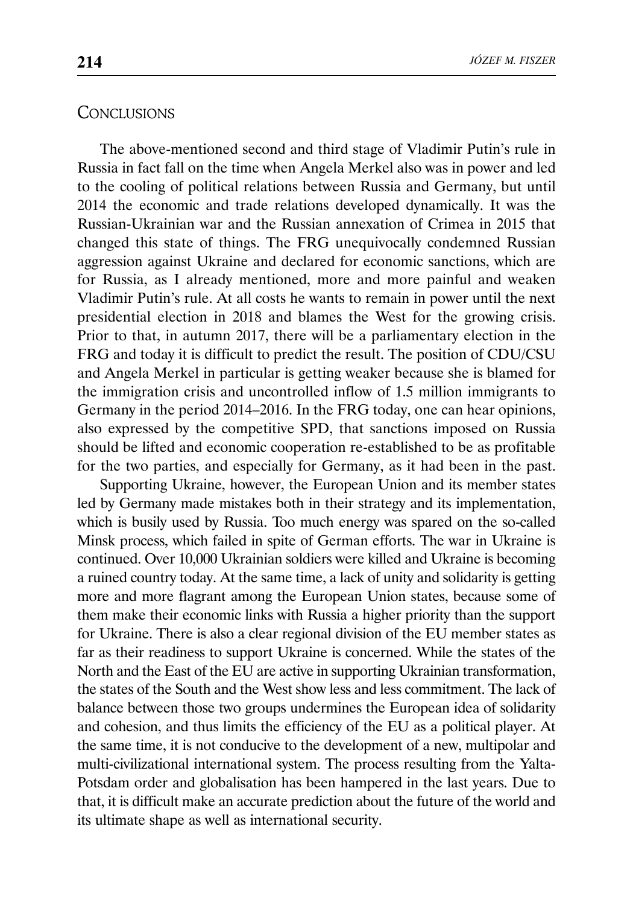## Conclusions

The above-mentioned second and third stage of Vladimir Putin's rule in Russia in fact fall on the time when Angela Merkel also was in power and led to the cooling of political relations between Russia and Germany, but until 2014 the economic and trade relations developed dynamically. It was the Russian-Ukrainian war and the Russian annexation of Crimea in 2015 that changed this state of things. The FRG unequivocally condemned Russian aggression against Ukraine and declared for economic sanctions, which are for Russia, as I already mentioned, more and more painful and weaken Vladimir Putin's rule. At all costs he wants to remain in power until the next presidential election in 2018 and blames the West for the growing crisis. Prior to that, in autumn 2017, there will be a parliamentary election in the FRG and today it is difficult to predict the result. The position of CDU/CSU and Angela Merkel in particular is getting weaker because she is blamed for the immigration crisis and uncontrolled inflow of 1.5 million immigrants to Germany in the period 2014–2016. In the FRG today, one can hear opinions, also expressed by the competitive SPD, that sanctions imposed on Russia should be lifted and economic cooperation re-established to be as profitable for the two parties, and especially for Germany, as it had been in the past.

Supporting Ukraine, however, the European Union and its member states led by Germany made mistakes both in their strategy and its implementation, which is busily used by Russia. Too much energy was spared on the so-called Minsk process, which failed in spite of German efforts. The war in Ukraine is continued. Over 10,000 Ukrainian soldiers were killed and Ukraine is becoming a ruined country today. At the same time, a lack of unity and solidarity is getting more and more flagrant among the European Union states, because some of them make their economic links with Russia a higher priority than the support for Ukraine. There is also a clear regional division of the EU member states as far as their readiness to support Ukraine is concerned. While the states of the North and the East of the EU are active in supporting Ukrainian transformation, the states of the South and the West show less and less commitment. The lack of balance between those two groups undermines the European idea of solidarity and cohesion, and thus limits the efficiency of the EU as a political player. At the same time, it is not conducive to the development of a new, multipolar and multi-civilizational international system. The process resulting from the Yalta-Potsdam order and globalisation has been hampered in the last years. Due to that, it is difficult make an accurate prediction about the future of the world and its ultimate shape as well as international security.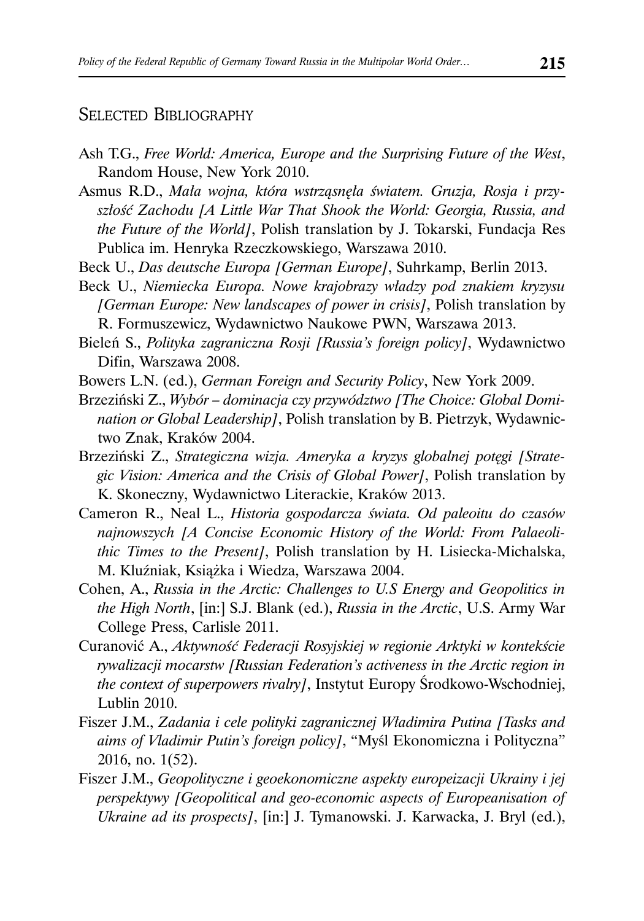## Selected Bibliography

Ash T.G., *Free World: America, Europe and the Surprising Future of the West*, Random House, New York 2010.

Asmus R.D., *Mała wojna, która wstrząsnęła światem. Gruzja, Rosja i przyszłość Zachodu [A Little War That Shook the World: Georgia, Russia, and the Future of the World]*, Polish translation by J. Tokarski, Fundacja Res Publica im. Henryka Rzeczkowskiego, Warszawa 2010.

Beck U., *Das deutsche Europa [German Europe]*, Suhrkamp, Berlin 2013.

Beck U., *Niemiecka Europa. Nowe krajobrazy władzy pod znakiem kryzysu [German Europe: New landscapes of power in crisis]*, Polish translation by R. Formuszewicz, Wydawnictwo Naukowe PWN, Warszawa 2013.

Bieleń S., *Polityka zagraniczna Rosji [Russia's foreign policy]*, Wydawnictwo Difin, Warszawa 2008.

Bowers L.N. (ed.), *German Foreign and Security Policy*, New York 2009.

Brzeziński Z., *Wybór – dominacja czy przywództwo [The Choice: Global Domination or Global Leadership]*, Polish translation by B. Pietrzyk, Wydawnictwo Znak, Kraków 2004.

Brzeziński Z., *Strategiczna wizja. Ameryka a kryzys globalnej potęgi [Strategic Vision: America and the Crisis of Global Power]*, Polish translation by K. Skoneczny, Wydawnictwo Literackie, Kraków 2013.

Cameron R., Neal L., *Historia gospodarcza świata. Od paleoitu do czasów najnowszych [A Concise Economic History of the World: From Palaeolithic Times to the Present]*, Polish translation by H. Lisiecka-Michalska, M. Kluźniak, Książka i Wiedza, Warszawa 2004.

Cohen, A., *Russia in the Arctic: Challenges to U.S Energy and Geopolitics in the High North*, [in:] S.J. Blank (ed.), *Russia in the Arctic*, U.S. Army War College Press, Carlisle 2011.

Curanović A., *Aktywność Federacji Rosyjskiej w regionie Arktyki w kontekście rywalizacji mocarstw [Russian Federation's activeness in the Arctic region in the context of superpowers rivalry]*, Instytut Europy Środkowo-Wschodniej, Lublin 2010.

Fiszer J.M., *Zadania i cele polityki zagranicznej Władimira Putina [Tasks and aims of Vladimir Putin's foreign policy]*, "Myśl Ekonomiczna i Polityczna" 2016, no. 1(52).

Fiszer J.M., *Geopolityczne i geoekonomiczne aspekty europeizacji Ukrainy i jej perspektywy [Geopolitical and geo-economic aspects of Europeanisation of Ukraine ad its prospects]*, [in:] J. Tymanowski. J. Karwacka, J. Bryl (ed.),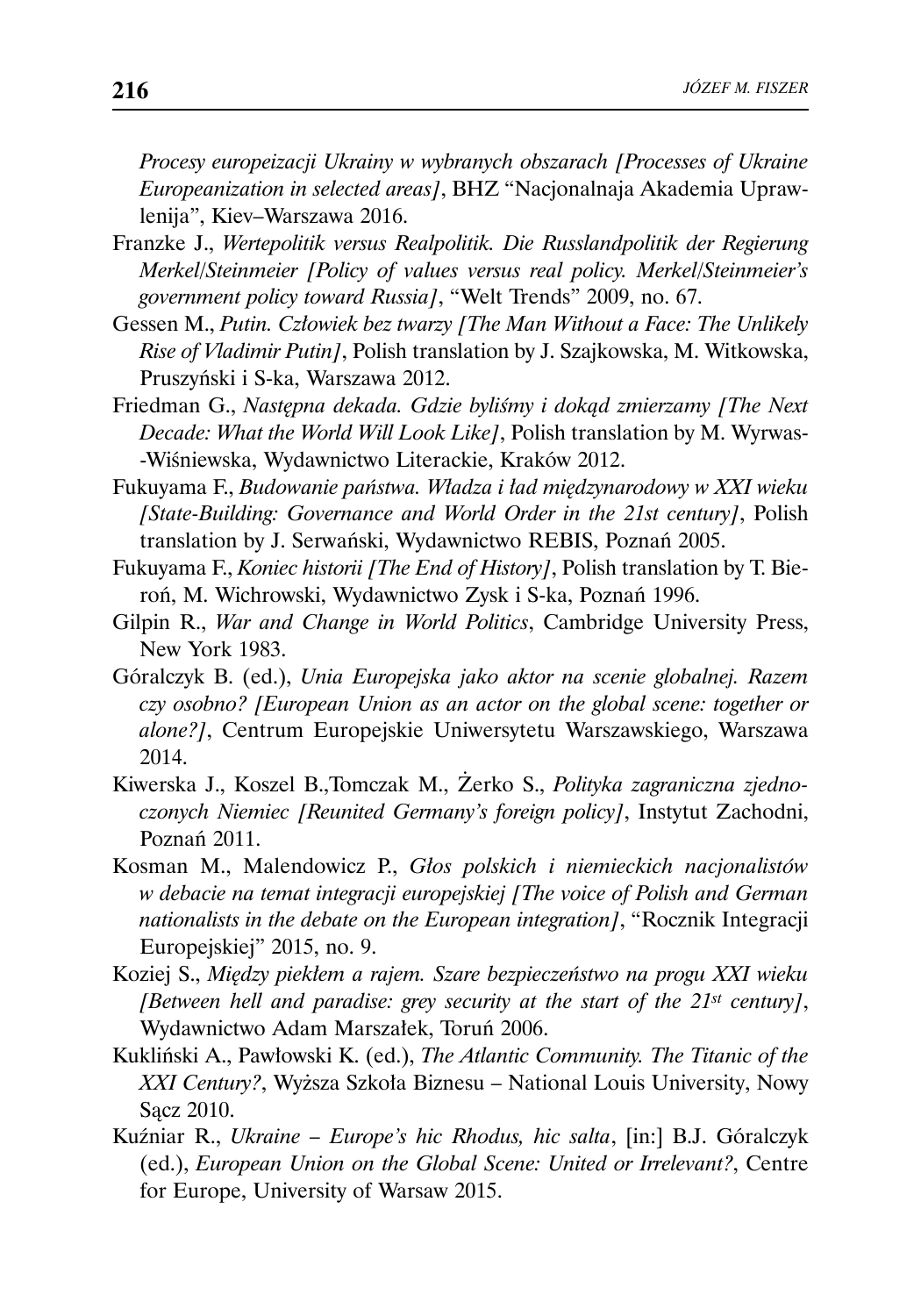*Procesy europeizacji Ukrainy w wybranych obszarach [Processes of Ukraine Europeanization in selected areas]*, BHZ "Nacjonalnaja Akademia Uprawlenija", Kiev–Warszawa 2016.

Franzke J., *Wertepolitik versus Realpolitik. Die Russlandpolitik der Regierung Merkel/Steinmeier [Policy of values versus real policy. Merkel/Steinmeier's government policy toward Russia]*, "Welt Trends" 2009, no. 67.

Gessen M., *Putin. Człowiek bez twarzy [The Man Without a Face: The Unlikely Rise of Vladimir Putin]*, Polish translation by J. Szajkowska, M. Witkowska, Pruszyński i S-ka, Warszawa 2012.

Friedman G., *Następna dekada. Gdzie byliśmy i dokąd zmierzamy [The Next Decade: What the World Will Look Like]*, Polish translation by M. Wyrwas-Wiśniewska, Wydawnictwo Literackie, Kraków 2012.

Fukuyama F., *Budowanie państwa. Władza i ład międzynarodowy w XXI wieku [State-Building: Governance and World Order in the 21st century]*, Polish translation by J. Serwański, Wydawnictwo REBIS, Poznań 2005.

Fukuyama F., *Koniec historii [The End of History]*, Polish translation by T. Bieroń, M. Wichrowski, Wydawnictwo Zysk i S-ka, Poznań 1996.

Gilpin R., *War and Change in World Politics*, Cambridge University Press, New York 1983.

Góralczyk B. (ed.), *Unia Europejska jako aktor na scenie globalnej. Razem czy osobno? [European Union as an actor on the global scene: together or alone?]*, Centrum Europejskie Uniwersytetu Warszawskiego, Warszawa 2014.

Kiwerska J., Koszel B.,Tomczak M., Żerko S., *Polityka zagraniczna zjednoczonych Niemiec [Reunited Germany's foreign policy]*, Instytut Zachodni, Poznań 2011.

Kosman M., Malendowicz P., *Głos polskich i niemieckich nacjonalistów w debacie na temat integracji europejskiej [The voice of Polish and German nationalists in the debate on the European integration]*, "Rocznik Integracji Europejskiej" 2015, no. 9.

Koziej S., *Między piekłem a rajem. Szare bezpieczeństwo na progu XXI wieku [Between hell and paradise: grey security at the start of the 21st century]*, Wydawnictwo Adam Marszałek, Toruń 2006.

Kukliński A., Pawłowski K. (ed.), *The Atlantic Community. The Titanic of the XXI Century?*, Wyższa Szkoła Biznesu – National Louis University, Nowy Sącz 2010.

Kuźniar R., *Ukraine – Europe's hic Rhodus, hic salta*, [in:] B.J. Góralczyk (ed.), *European Union on the Global Scene: United or Irrelevant?*, Centre for Europe, University of Warsaw 2015.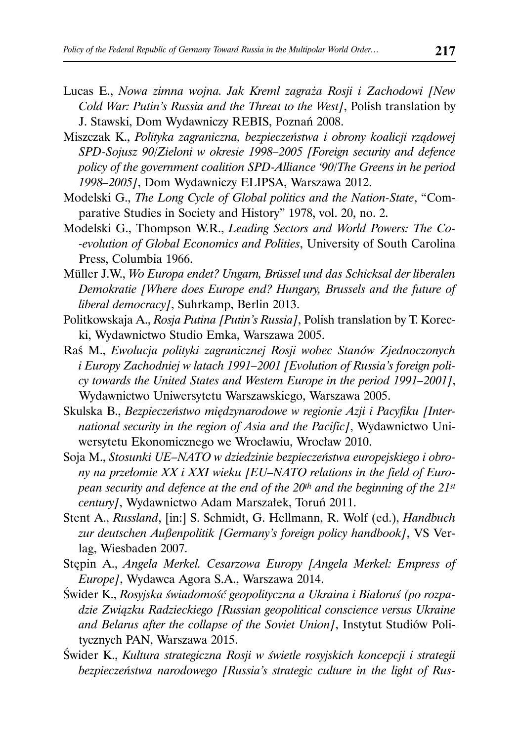Lucas E., *Nowa zimna wojna. Jak Kreml zagraża Rosji i Zachodowi [New Cold War: Putin's Russia and the Threat to the West]*, Polish translation by J. Stawski, Dom Wydawniczy REBIS, Poznań 2008.

Miszczak K., *Polityka zagraniczna, bezpieczeństwa i obrony koalicji rządowej SPD-Sojusz 90/Zieloni w okresie 1998–2005 [Foreign security and defence policy of the government coalition SPD-Alliance '90/The Greens in he period 1998–2005]*, Dom Wydawniczy ELIPSA, Warszawa 2012.

Modelski G., *The Long Cycle of Global politics and the Nation-State*, "Comparative Studies in Society and History" 1978, vol. 20, no. 2.

Modelski G., Thompson W.R., *Leading Sectors and World Powers: The Co--evolution of Global Economics and Polities*, University of South Carolina Press, Columbia 1966.

Müller J.W., *Wo Europa endet? Ungarn, Brüssel und das Schicksal der liberalen Demokratie [Where does Europe end? Hungary, Brussels and the future of liberal democracy]*, Suhrkamp, Berlin 2013.

Politkowskaja A., *Rosja Putina [Putin's Russia]*, Polish translation by T. Korecki, Wydawnictwo Studio Emka, Warszawa 2005.

Raś M., *Ewolucja polityki zagranicznej Rosji wobec Stanów Zjednoczonych i Europy Zachodniej w latach 1991–2001 [Evolution of Russia's foreign policy towards the United States and Western Europe in the period 1991–2001]*, Wydawnictwo Uniwersytetu Warszawskiego, Warszawa 2005.

Skulska B., *Bezpieczeństwo międzynarodowe w regionie Azji i Pacyfiku [International security in the region of Asia and the Pacific]*, Wydawnictwo Uniwersytetu Ekonomicznego we Wrocławiu, Wrocław 2010.

Soja M., *Stosunki UE–NATO w dziedzinie bezpieczeństwa europejskiego i obrony na przełomie XX i XXI wieku [EU–NATO relations in the field of European security and defence at the end of the 20th and the beginning of the 21st century]*, Wydawnictwo Adam Marszałek, Toruń 2011.

Stent A., *Russland*, [in:] S. Schmidt, G. Hellmann, R. Wolf (ed.), *Handbuch zur deutschen Außenpolitik [Germany's foreign policy handbook]*, VS Verlag, Wiesbaden 2007.

Stępin A., *Angela Merkel. Cesarzowa Europy [Angela Merkel: Empress of Europe]*, Wydawca Agora S.A., Warszawa 2014.

Świder K., *Rosyjska świadomość geopolityczna a Ukraina i Białoruś (po rozpadzie Związku Radzieckiego [Russian geopolitical conscience versus Ukraine and Belarus after the collapse of the Soviet Union]*, Instytut Studiów Politycznych PAN, Warszawa 2015.

Świder K., *Kultura strategiczna Rosji w świetle rosyjskich koncepcji i strategii bezpieczeństwa narodowego [Russia's strategic culture in the light of Rus-*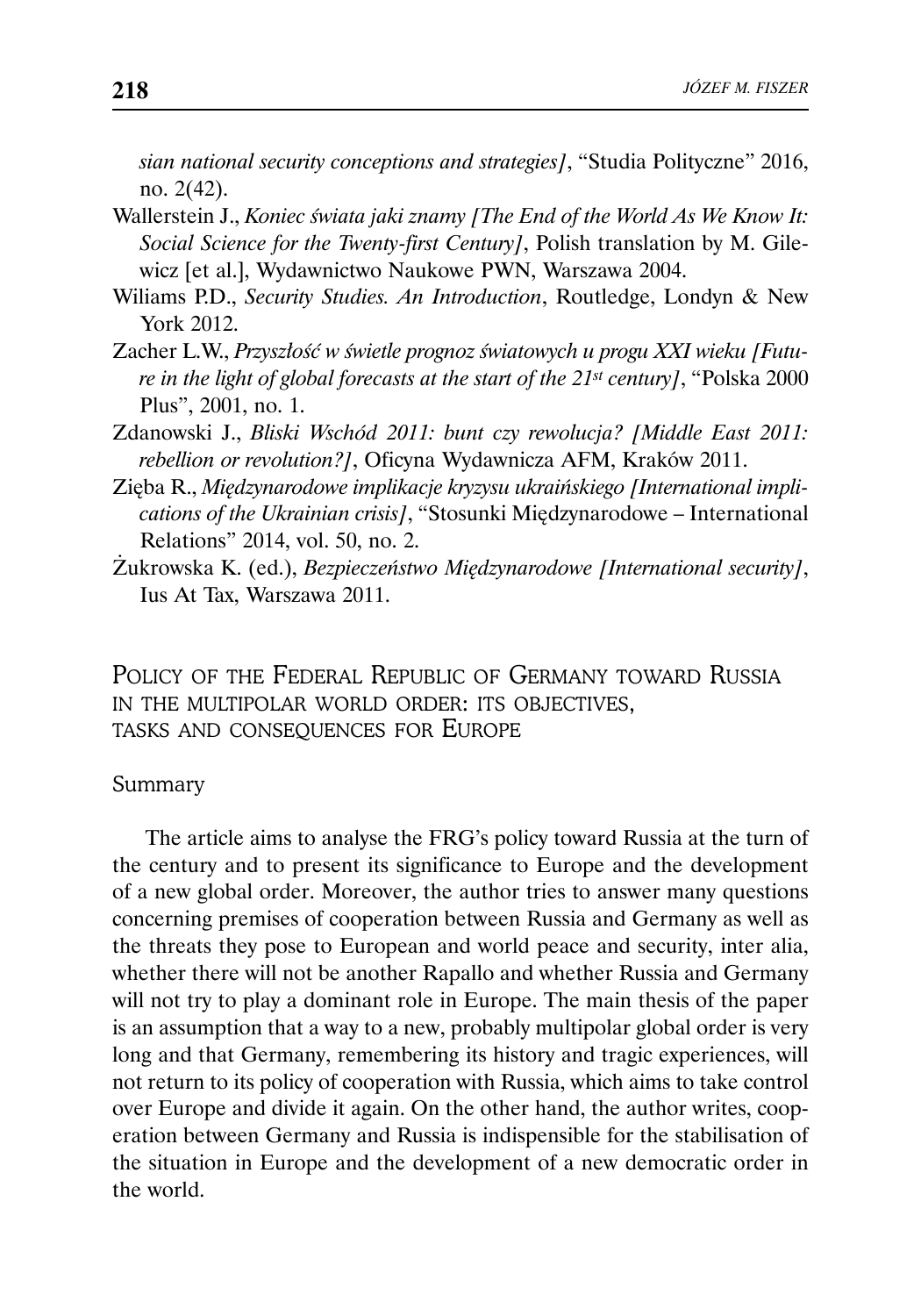*sian national security conceptions and strategies]*, "Studia Polityczne" 2016, no. 2(42).

Wallerstein J., *Koniec świata jaki znamy [The End of the World As We Know It: Social Science for the Twenty-first Century]*, Polish translation by M. Gilewicz [et al.], Wydawnictwo Naukowe PWN, Warszawa 2004.

Wiliams P.D., *Security Studies. An Introduction*, Routledge, Londyn & New York 2012.

Zacher L.W., *Przyszłość w świetle prognoz światowych u progu XXI wieku [Future in the light of global forecasts at the start of the 21st century]*, "Polska 2000 Plus", 2001, no. 1.

Zdanowski J., *Bliski Wschód 2011: bunt czy rewolucja? [Middle East 2011: rebellion or revolution?]*, Oficyna Wydawnicza AFM, Kraków 2011.

Zięba R., *Międzynarodowe implikacje kryzysu ukraińskiego [International implications of the Ukrainian crisis]*, "Stosunki Międzynarodowe – International Relations" 2014, vol. 50, no. 2.

Żukrowska K. (ed.), *Bezpieczeństwo Międzynarodowe [International security]*, Ius At Tax, Warszawa 2011.

## Policy of the Federal Republic of Germany toward Russia in the multipolar world order: its objectives, tasks and consequences for Europe

Summary

The article aims to analyse the FRG's policy toward Russia at the turn of the century and to present its significance to Europe and the development of a new global order. Moreover, the author tries to answer many questions concerning premises of cooperation between Russia and Germany as well as the threats they pose to European and world peace and security, inter alia, whether there will not be another Rapallo and whether Russia and Germany will not try to play a dominant role in Europe. The main thesis of the paper is an assumption that a way to a new, probably multipolar global order is very long and that Germany, remembering its history and tragic experiences, will not return to its policy of cooperation with Russia, which aims to take control over Europe and divide it again. On the other hand, the author writes, cooperation between Germany and Russia is indispensible for the stabilisation of the situation in Europe and the development of a new democratic order in the world.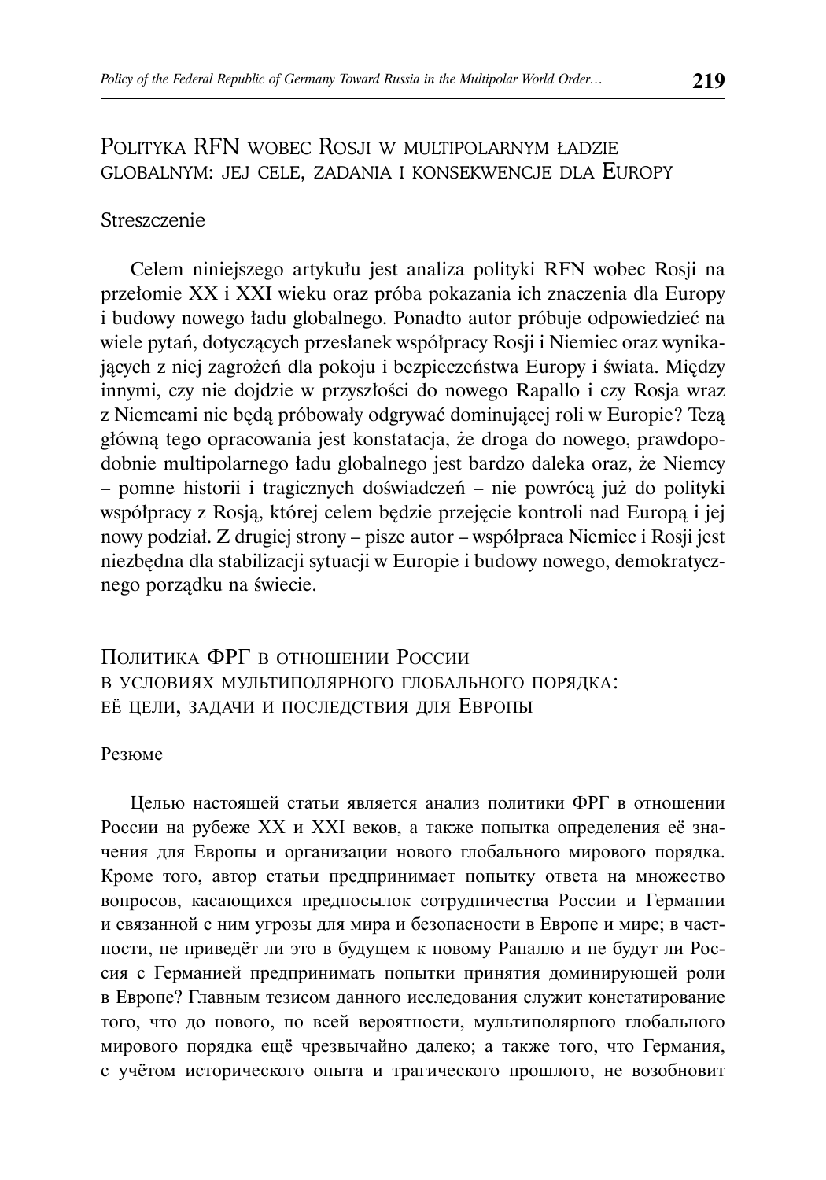## Polityka RFN wobec Rosji w multipolarnym ładzie globalnym: jej cele, zadania i konsekwencje dla Europy

### Streszczenie

Celem niniejszego artykułu jest analiza polityki RFN wobec Rosji na przełomie XX i XXI wieku oraz próba pokazania ich znaczenia dla Europy i budowy nowego ładu globalnego. Ponadto autor próbuje odpowiedzieć na wiele pytań, dotyczących przesłanek współpracy Rosji i Niemiec oraz wynikających z niej zagrożeń dla pokoju i bezpieczeństwa Europy i świata. Między innymi, czy nie dojdzie w przyszłości do nowego Rapallo i czy Rosja wraz z Niemcami nie będą próbowały odgrywać dominującej roli w Europie? Tezą główną tego opracowania jest konstatacja, że droga do nowego, prawdopodobnie multipolarnego ładu globalnego jest bardzo daleka oraz, że Niemcy – pomne historii i tragicznych doświadczeń – nie powrócą już do polityki współpracy z Rosją, której celem będzie przejęcie kontroli nad Europą i jej nowy podział. Z drugiej strony – pisze autor – współpraca Niemiec i Rosji jest niezbędna dla stabilizacji sytuacji w Europie i budowy nowego, demokratycznego porządku na świecie.

## Политика ФРГ в отношении России в условиях мультиполярного глобального порядка: её цели, задачи и последствия для Европы

### Резюме

Целью настоящей статьи является анализ политики ФРГ в отношении России на рубеже XX и XXI веков, а также попытка определения её значения для Европы и организации нового глобального мирового порядка. Кроме того, автор статьи предпринимает попытку ответа на множество вопросов, касающихся предпосылок сотрудничества России и Германии и связанной с ним угрозы для мира и безопасности в Европе и мире; в частности, не приведёт ли это в будущем к новому Рапалло и не будут ли Россия с Германией предпринимать попытки принятия доминирующей роли в Европе? Главным тезисом данного исследования служит констатирование того, что до нового, по всей вероятности, мультиполярного глобального мирового порядка ещё чрезвычайно далеко; а также того, что Германия, с учётом исторического опыта и трагического прошлого, не возобновит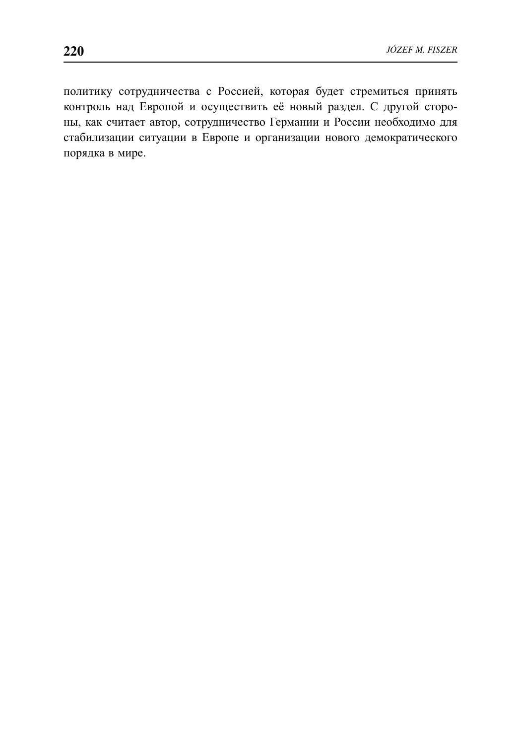политику сотрудничества с Россией, которая будет стремиться принять контроль над Европой и осуществить её новый раздел. С другой стороны, как считает автор, сотрудничество Германии и России необходимо для стабилизации ситуации в Европе и организации нового демократического порядка в мире.